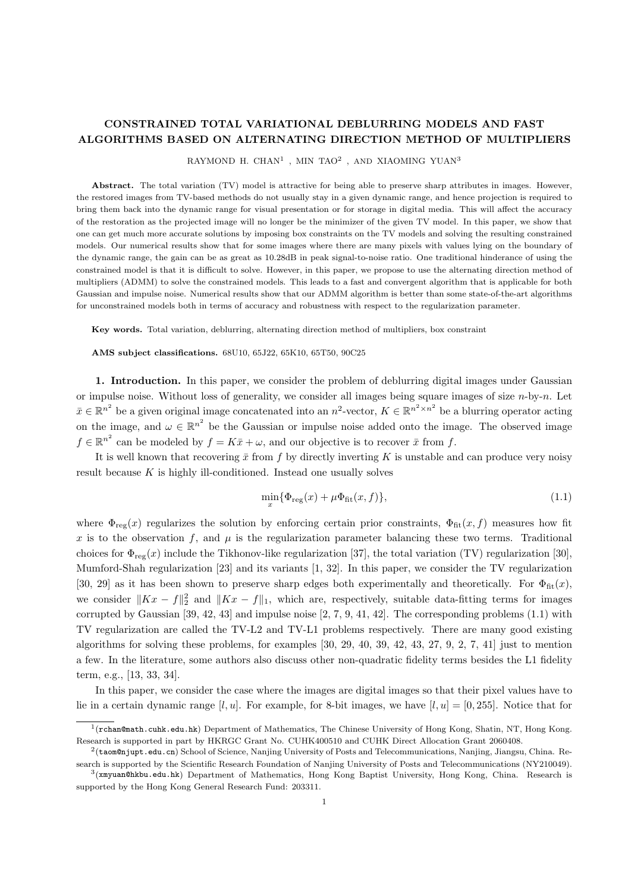# CONSTRAINED TOTAL VARIATIONAL DEBLURRING MODELS AND FAST ALGORITHMS BASED ON ALTERNATING DIRECTION METHOD OF MULTIPLIERS

RAYMOND H. CHAN[1] , MIN TAO[2] , AND XIAOMING YUAN[3]

**Abstract.** The total variation (TV) model is attractive for being able to preserve sharp attributes in images. However, the restored images from TV-based methods do not usually stay in a given dynamic range, and hence projection is required to bring them back into the dynamic range for visual presentation or for storage in digital media. This will affect the accuracy of the restoration as the projected image will no longer be the minimizer of the given TV model. In this paper, we show that one can get much more accurate solutions by imposing box constraints on the TV models and solving the resulting constrained models. Our numerical results show that for some images where there are many pixels with values lying on the boundary of the dynamic range, the gain can be as great as 10.28dB in peak signal-to-noise ratio. One traditional hinderance of using the constrained model is that it is difficult to solve. However, in this paper, we propose to use the alternating direction method of multipliers (ADMM) to solve the constrained models. This leads to a fast and convergent algorithm that is applicable for both Gaussian and impulse noise. Numerical results show that our ADMM algorithm is better than some state-of-the-art algorithms for unconstrained models both in terms of accuracy and robustness with respect to the regularization parameter.

**Key words.** Total variation, deblurring, alternating direction method of multipliers, box constraint

**AMS subject classifications.** 68U10, 65J22, 65K10, 65T50, 90C25

**1. Introduction.** In this paper, we consider the problem of deblurring digital images under Gaussian or impulse noise. Without loss of generality, we consider all images being square images of size $n$-by-$n$. Let $\bar{x} \in \mathbb{R}^{n^2}$ be a given original image concatenated into an $n^2$-vector, $K \in \mathbb{R}^{n^2 \times n^2}$ be a blurring operator acting on the image, and $\omega \in \mathbb{R}^{n^2}$ be the Gaussian or impulse noise added onto the image. The observed image $f \in \mathbb{R}^{n^2}$ can be modeled by $f = K\bar{x} + \omega$, and our objective is to recover $\bar{x}$ from $f$.

It is well known that recovering $\bar{x}$ from $f$ by directly inverting $K$ is unstable and can produce very noisy result because $K$ is highly ill-conditioned. Instead one usually solves

$$\min_x \{\Phi_{\text{reg}}(x) + \mu \Phi_{\text{fit}}(x, f)\}, \tag{1.1}$$

where $\Phi_{\text{reg}}(x)$ regularizes the solution by enforcing certain prior constraints, $\Phi_{\text{fit}}(x, f)$ measures how fit $x$ is to the observation $f$, and $\mu$ is the regularization parameter balancing these two terms. Traditional choices for $\Phi_{\text{reg}}(x)$ include the Tikhonov-like regularization [37], the total variation (TV) regularization [30], Mumford-Shah regularization [23] and its variants [1, 32]. In this paper, we consider the TV regularization [30, 29] as it has been shown to preserve sharp edges both experimentally and theoretically. For $\Phi_{\text{fit}}(x)$, we consider $\|Kx - f\|_2^2$ and $\|Kx - f\|_1$, which are, respectively, suitable data-fitting terms for images corrupted by Gaussian [39, 42, 43] and impulse noise [2, 7, 9, 41, 42]. The corresponding problems (1.1) with TV regularization are called the TV-L2 and TV-L1 problems respectively. There are many good existing algorithms for solving these problems, for examples [30, 29, 40, 39, 42, 43, 27, 9, 2, 7, 41] just to mention a few. In the literature, some authors also discuss other non-quadratic fidelity terms besides the L1 fidelity term, e.g., [13, 33, 34].

In this paper, we consider the case where the images are digital images so that their pixel values have to lie in a certain dynamic range $[l, u]$. For example, for 8-bit images, we have $[l, u] = [0, 255]$. Notice that for

---

[1](rchan@math.cuhk.edu.hk) Department of Mathematics, The Chinese University of Hong Kong, Shatin, NT, Hong Kong. Research is supported in part by HKRGC Grant No. CUHK400510 and CUHK Direct Allocation Grant 2060408.

[2](taom@njupt.edu.cn) School of Science, Nanjing University of Posts and Telecommunications, Nanjing, Jiangsu, China. Research is supported by the Scientific Research Foundation of Nanjing University of Posts and Telecommunications (NY210049).

[3](xmyuan@hkbu.edu.hk) Department of Mathematics, Hong Kong Baptist University, Hong Kong, China. Research is supported by the Hong Kong General Research Fund: 203311.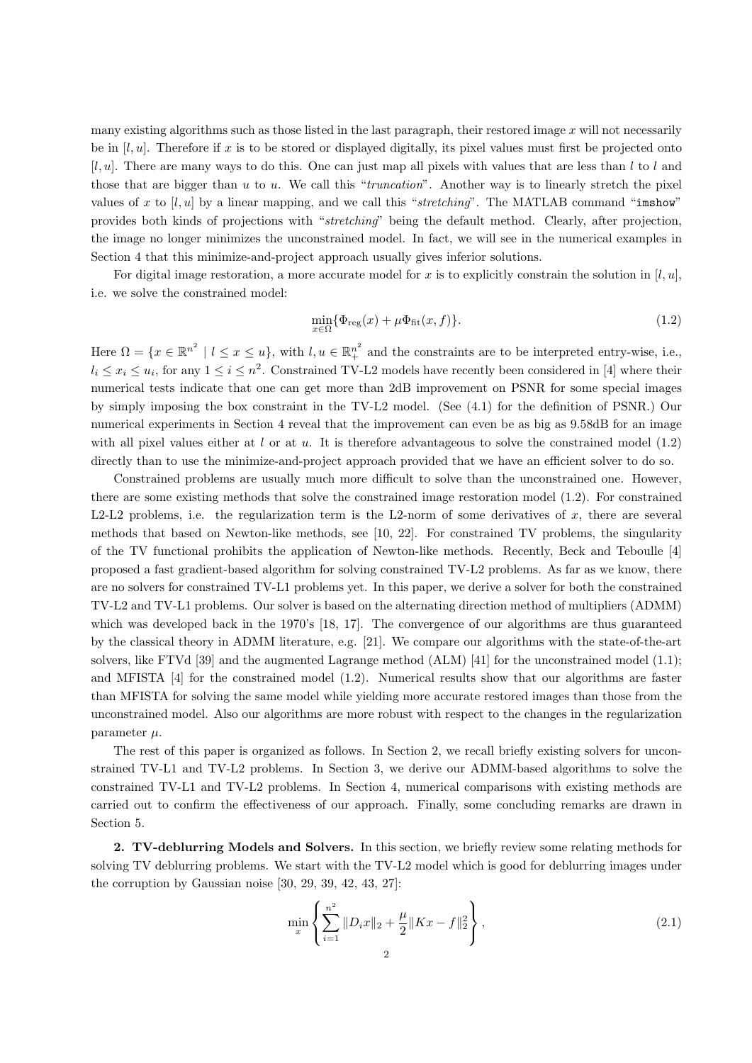many existing algorithms such as those listed in the last paragraph, their restored image $x$ will not necessarily be in $[l, u]$. Therefore if $x$ is to be stored or displayed digitally, its pixel values must first be projected onto $[l, u]$. There are many ways to do this. One can just map all pixels with values that are less than $l$ to $l$ and those that are bigger than $u$ to $u$. We call this "*truncation*". Another way is to linearly stretch the pixel values of $x$ to $[l, u]$ by a linear mapping, and we call this "*stretching*". The MATLAB command "`imshow`" provides both kinds of projections with "*stretching*" being the default method. Clearly, after projection, the image no longer minimizes the unconstrained model. In fact, we will see in the numerical examples in Section 4 that this minimize-and-project approach usually gives inferior solutions.

For digital image restoration, a more accurate model for $x$ is to explicitly constrain the solution in $[l, u]$, i.e. we solve the constrained model:

$$\min_{x \in \Omega} \{\Phi_{\text{reg}}(x) + \mu \Phi_{\text{fit}}(x, f)\}. \tag{1.2}$$

Here $\Omega = \{x \in \mathbb{R}^{n^2} \mid l \leq x \leq u\}$, with $l, u \in \mathbb{R}_+^{n^2}$ and the constraints are to be interpreted entry-wise, i.e., $l_i \leq x_i \leq u_i$, for any $1 \leq i \leq n^2$. Constrained TV-L2 models have recently been considered in [4] where their numerical tests indicate that one can get more than 2dB improvement on PSNR for some special images by simply imposing the box constraint in the TV-L2 model. (See (4.1) for the definition of PSNR.) Our numerical experiments in Section 4 reveal that the improvement can even be as big as 9.58dB for an image with all pixel values either at $l$ or at $u$. It is therefore advantageous to solve the constrained model (1.2) directly than to use the minimize-and-project approach provided that we have an efficient solver to do so.

Constrained problems are usually much more difficult to solve than the unconstrained one. However, there are some existing methods that solve the constrained image restoration model (1.2). For constrained L2-L2 problems, i.e. the regularization term is the L2-norm of some derivatives of $x$, there are several methods that based on Newton-like methods, see [10, 22]. For constrained TV problems, the singularity of the TV functional prohibits the application of Newton-like methods. Recently, Beck and Teboulle [4] proposed a fast gradient-based algorithm for solving constrained TV-L2 problems. As far as we know, there are no solvers for constrained TV-L1 problems yet. In this paper, we derive a solver for both the constrained TV-L2 and TV-L1 problems. Our solver is based on the alternating direction method of multipliers (ADMM) which was developed back in the 1970's [18, 17]. The convergence of our algorithms are thus guaranteed by the classical theory in ADMM literature, e.g. [21]. We compare our algorithms with the state-of-the-art solvers, like FTVd [39] and the augmented Lagrange method (ALM) [41] for the unconstrained model (1.1); and MFISTA [4] for the constrained model (1.2). Numerical results show that our algorithms are faster than MFISTA for solving the same model while yielding more accurate restored images than those from the unconstrained model. Also our algorithms are more robust with respect to the changes in the regularization parameter $\mu$.

The rest of this paper is organized as follows. In Section 2, we recall briefly existing solvers for unconstrained TV-L1 and TV-L2 problems. In Section 3, we derive our ADMM-based algorithms to solve the constrained TV-L1 and TV-L2 problems. In Section 4, numerical comparisons with existing methods are carried out to confirm the effectiveness of our approach. Finally, some concluding remarks are drawn in Section 5.

**2. TV-deblurring Models and Solvers.** In this section, we briefly review some relating methods for solving TV deblurring problems. We start with the TV-L2 model which is good for deblurring images under the corruption by Gaussian noise [30, 29, 39, 42, 43, 27]:

$$\min_{x} \left\{ \sum_{i=1}^{n^2} \|D_i x\|_2 + \frac{\mu}{2} \|Kx - f\|_2^2 \right\}, \tag{2.1}$$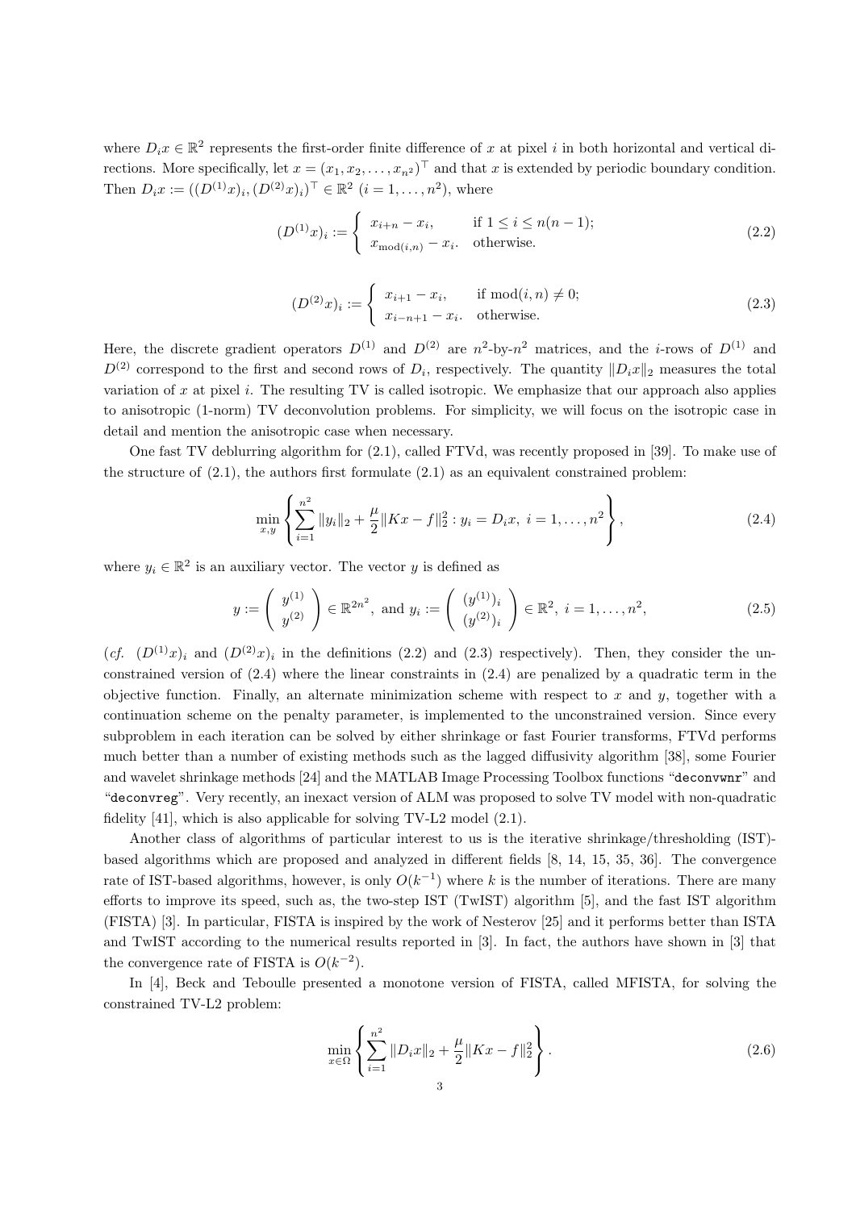where $D_i x \in \mathbb{R}^2$ represents the first-order finite difference of $x$ at pixel $i$ in both horizontal and vertical directions. More specifically, let $x = (x_1, x_2, \ldots, x_{n^2})^\top$ and that $x$ is extended by periodic boundary condition. Then $D_i x := ((D^{(1)}x)_i, (D^{(2)}x)_i)^\top \in \mathbb{R}^2$ $(i = 1, \ldots, n^2)$, where

$$(D^{(1)}x)_i := \begin{cases} x_{i+n} - x_i, & \text{if } 1 \le i \le n(n-1); \\ x_{\mathrm{mod}(i,n)} - x_i. & \text{otherwise.} \end{cases} \tag{2.2}$$

$$(D^{(2)}x)_i := \begin{cases} x_{i+1} - x_i, & \text{if } \mathrm{mod}(i,n) \neq 0; \\ x_{i-n+1} - x_i. & \text{otherwise.} \end{cases} \tag{2.3}$$

Here, the discrete gradient operators $D^{(1)}$ and $D^{(2)}$ are $n^2$-by-$n^2$ matrices, and the $i$-rows of $D^{(1)}$ and $D^{(2)}$ correspond to the first and second rows of $D_i$, respectively. The quantity $\|D_i x\|_2$ measures the total variation of $x$ at pixel $i$. The resulting TV is called isotropic. We emphasize that our approach also applies to anisotropic (1-norm) TV deconvolution problems. For simplicity, we will focus on the isotropic case in detail and mention the anisotropic case when necessary.

One fast TV deblurring algorithm for (2.1), called FTVd, was recently proposed in [39]. To make use of the structure of (2.1), the authors first formulate (2.1) as an equivalent constrained problem:

$$\min_{x,y} \left\{ \sum_{i=1}^{n^2} \|y_i\|_2 + \frac{\mu}{2}\|Kx - f\|_2^2 : y_i = D_i x, \ i = 1, \ldots, n^2 \right\}, \tag{2.4}$$

where $y_i \in \mathbb{R}^2$ is an auxiliary vector. The vector $y$ is defined as

$$y := \begin{pmatrix} y^{(1)} \\ y^{(2)} \end{pmatrix} \in \mathbb{R}^{2n^2}, \text{ and } y_i := \begin{pmatrix} (y^{(1)})_i \\ (y^{(2)})_i \end{pmatrix} \in \mathbb{R}^2, \ i = 1, \ldots, n^2, \tag{2.5}$$

(*cf.* $(D^{(1)}x)_i$ and $(D^{(2)}x)_i$ in the definitions (2.2) and (2.3) respectively). Then, they consider the unconstrained version of (2.4) where the linear constraints in (2.4) are penalized by a quadratic term in the objective function. Finally, an alternate minimization scheme with respect to $x$ and $y$, together with a continuation scheme on the penalty parameter, is implemented to the unconstrained version. Since every subproblem in each iteration can be solved by either shrinkage or fast Fourier transforms, FTVd performs much better than a number of existing methods such as the lagged diffusivity algorithm [38], some Fourier and wavelet shrinkage methods [24] and the MATLAB Image Processing Toolbox functions "`deconvwnr`" and "`deconvreg`". Very recently, an inexact version of ALM was proposed to solve TV model with non-quadratic fidelity [41], which is also applicable for solving TV-L2 model (2.1).

Another class of algorithms of particular interest to us is the iterative shrinkage/thresholding (IST)-based algorithms which are proposed and analyzed in different fields [8, 14, 15, 35, 36]. The convergence rate of IST-based algorithms, however, is only $O(k^{-1})$ where $k$ is the number of iterations. There are many efforts to improve its speed, such as, the two-step IST (TwIST) algorithm [5], and the fast IST algorithm (FISTA) [3]. In particular, FISTA is inspired by the work of Nesterov [25] and it performs better than ISTA and TwIST according to the numerical results reported in [3]. In fact, the authors have shown in [3] that the convergence rate of FISTA is $O(k^{-2})$.

In [4], Beck and Teboulle presented a monotone version of FISTA, called MFISTA, for solving the constrained TV-L2 problem:

$$\min_{x \in \Omega} \left\{ \sum_{i=1}^{n^2} \|D_i x\|_2 + \frac{\mu}{2}\|Kx - f\|_2^2 \right\}. \tag{2.6}$$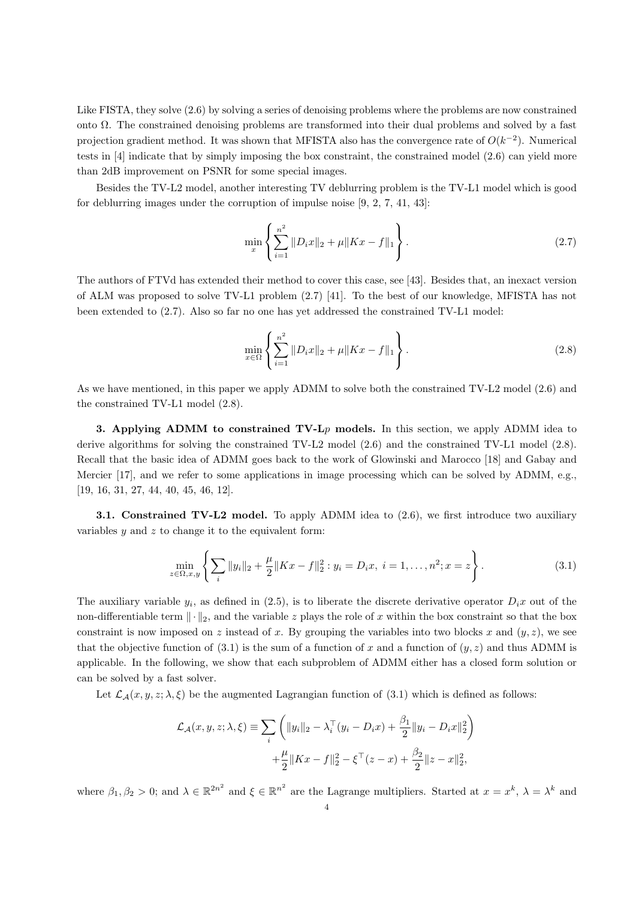Like FISTA, they solve (2.6) by solving a series of denoising problems where the problems are now constrained onto $\Omega$. The constrained denoising problems are transformed into their dual problems and solved by a fast projection gradient method. It was shown that MFISTA also has the convergence rate of $O(k^{-2})$. Numerical tests in [4] indicate that by simply imposing the box constraint, the constrained model (2.6) can yield more than 2dB improvement on PSNR for some special images.

Besides the TV-L2 model, another interesting TV deblurring problem is the TV-L1 model which is good for deblurring images under the corruption of impulse noise [9, 2, 7, 41, 43]:

$$\min_{x} \left\{ \sum_{i=1}^{n^2} \|D_i x\|_2 + \mu \|Kx - f\|_1 \right\}. \tag{2.7}$$

The authors of FTVd has extended their method to cover this case, see [43]. Besides that, an inexact version of ALM was proposed to solve TV-L1 problem (2.7) [41]. To the best of our knowledge, MFISTA has not been extended to (2.7). Also so far no one has yet addressed the constrained TV-L1 model:

$$\min_{x \in \Omega} \left\{ \sum_{i=1}^{n^2} \|D_i x\|_2 + \mu \|Kx - f\|_1 \right\}. \tag{2.8}$$

As we have mentioned, in this paper we apply ADMM to solve both the constrained TV-L2 model (2.6) and the constrained TV-L1 model (2.8).

**3. Applying ADMM to constrained TV-L$p$ models.** In this section, we apply ADMM idea to derive algorithms for solving the constrained TV-L2 model (2.6) and the constrained TV-L1 model (2.8). Recall that the basic idea of ADMM goes back to the work of Glowinski and Marocco [18] and Gabay and Mercier [17], and we refer to some applications in image processing which can be solved by ADMM, e.g., [19, 16, 31, 27, 44, 40, 45, 46, 12].

**3.1. Constrained TV-L2 model.** To apply ADMM idea to (2.6), we first introduce two auxiliary variables $y$ and $z$ to change it to the equivalent form:

$$\min_{z \in \Omega, x, y} \left\{ \sum_i \|y_i\|_2 + \frac{\mu}{2} \|Kx - f\|_2^2 : y_i = D_i x,\ i = 1, \ldots, n^2; x = z \right\}. \tag{3.1}$$

The auxiliary variable $y_i$, as defined in (2.5), is to liberate the discrete derivative operator $D_i x$ out of the non-differentiable term $\|\cdot\|_2$, and the variable $z$ plays the role of $x$ within the box constraint so that the box constraint is now imposed on $z$ instead of $x$. By grouping the variables into two blocks $x$ and $(y, z)$, we see that the objective function of (3.1) is the sum of a function of $x$ and a function of $(y, z)$ and thus ADMM is applicable. In the following, we show that each subproblem of ADMM either has a closed form solution or can be solved by a fast solver.

Let $\mathcal{L}_{\mathcal{A}}(x, y, z; \lambda, \xi)$ be the augmented Lagrangian function of (3.1) which is defined as follows:

$$\begin{aligned} \mathcal{L}_{\mathcal{A}}(x, y, z; \lambda, \xi) \equiv & \sum_i \left( \|y_i\|_2 - \lambda_i^\top (y_i - D_i x) + \frac{\beta_1}{2} \|y_i - D_i x\|_2^2 \right) \\ & + \frac{\mu}{2} \|Kx - f\|_2^2 - \xi^\top (z - x) + \frac{\beta_2}{2} \|z - x\|_2^2, \end{aligned}$$

where $\beta_1, \beta_2 > 0$; and $\lambda \in \mathbb{R}^{2n^2}$ and $\xi \in \mathbb{R}^{n^2}$ are the Lagrange multipliers. Started at $x = x^k$, $\lambda = \lambda^k$ and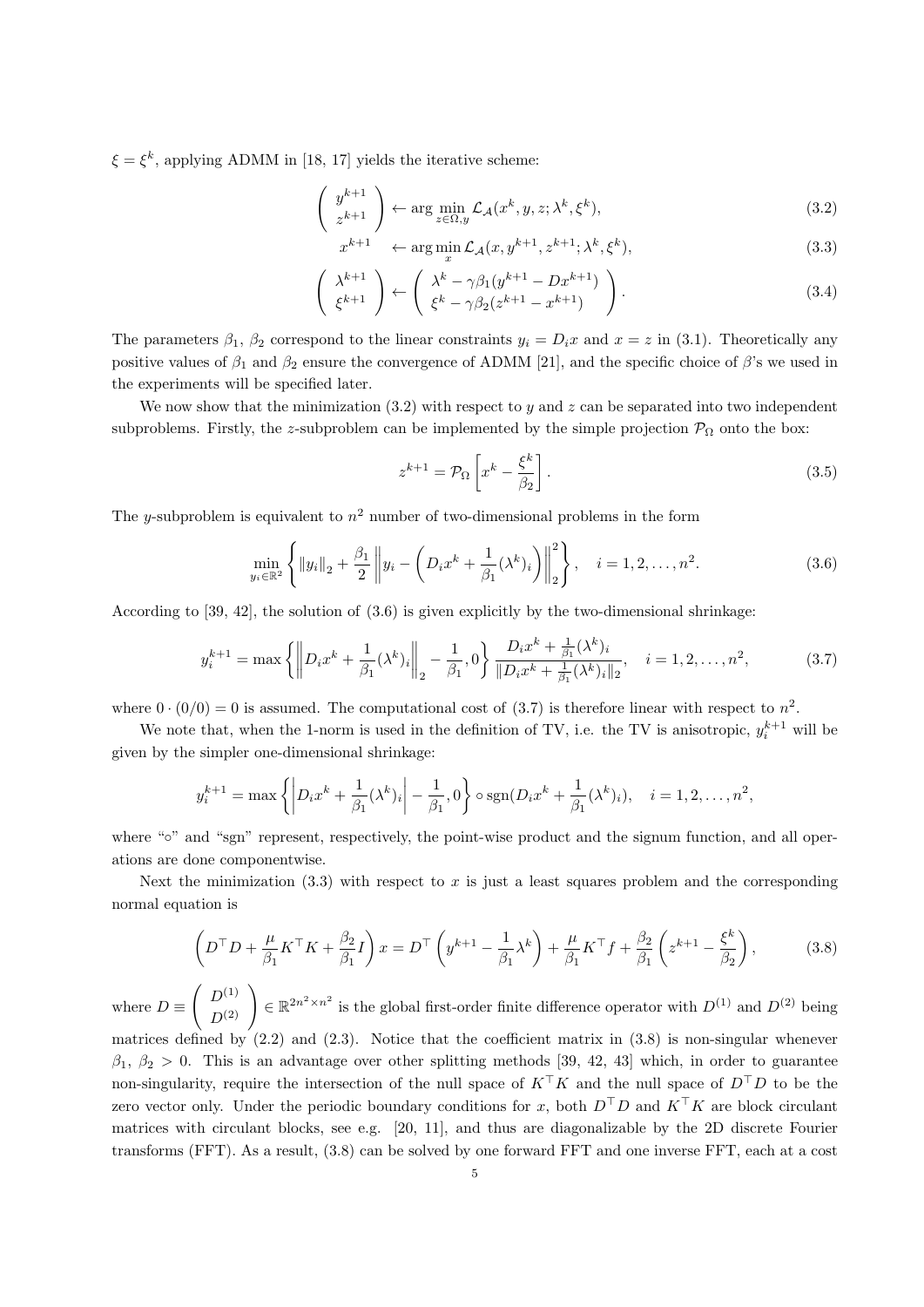$\xi = \xi^k$, applying ADMM in [18, 17] yields the iterative scheme:

$$\begin{pmatrix} y^{k+1} \\ z^{k+1} \end{pmatrix} \leftarrow \arg\min_{z\in\Omega, y} \mathcal{L}_{\mathcal{A}}(x^k, y, z; \lambda^k, \xi^k), \tag{3.2}$$

$$x^{k+1} \quad \leftarrow \arg\min_{x} \mathcal{L}_{\mathcal{A}}(x, y^{k+1}, z^{k+1}; \lambda^k, \xi^k), \tag{3.3}$$

$$\begin{pmatrix} \lambda^{k+1} \\ \xi^{k+1} \end{pmatrix} \leftarrow \begin{pmatrix} \lambda^k - \gamma\beta_1(y^{k+1} - Dx^{k+1}) \\ \xi^k - \gamma\beta_2(z^{k+1} - x^{k+1}) \end{pmatrix}. \tag{3.4}$$

The parameters $\beta_1$, $\beta_2$ correspond to the linear constraints $y_i = D_i x$ and $x = z$ in (3.1). Theoretically any positive values of $\beta_1$ and $\beta_2$ ensure the convergence of ADMM [21], and the specific choice of $\beta$'s we used in the experiments will be specified later.

We now show that the minimization (3.2) with respect to $y$ and $z$ can be separated into two independent subproblems. Firstly, the $z$-subproblem can be implemented by the simple projection $\mathcal{P}_\Omega$ onto the box:

$$z^{k+1} = \mathcal{P}_\Omega\left[x^k - \frac{\xi^k}{\beta_2}\right]. \tag{3.5}$$

The $y$-subproblem is equivalent to $n^2$ number of two-dimensional problems in the form

$$\min_{y_i\in\mathbb{R}^2}\left\{\|y_i\|_2 + \frac{\beta_1}{2}\left\|y_i - \left(D_i x^k + \frac{1}{\beta_1}(\lambda^k)_i\right)\right\|_2^2\right\}, \quad i = 1, 2, \ldots, n^2. \tag{3.6}$$

According to [39, 42], the solution of (3.6) is given explicitly by the two-dimensional shrinkage:

$$y_i^{k+1} = \max\left\{\left\|D_i x^k + \frac{1}{\beta_1}(\lambda^k)_i\right\|_2 - \frac{1}{\beta_1}, 0\right\} \frac{D_i x^k + \frac{1}{\beta_1}(\lambda^k)_i}{\|D_i x^k + \frac{1}{\beta_1}(\lambda^k)_i\|_2}, \quad i = 1, 2, \ldots, n^2, \tag{3.7}$$

where $0 \cdot (0/0) = 0$ is assumed. The computational cost of (3.7) is therefore linear with respect to $n^2$.

We note that, when the 1-norm is used in the definition of TV, i.e. the TV is anisotropic, $y_i^{k+1}$ will be given by the simpler one-dimensional shrinkage:

$$y_i^{k+1} = \max\left\{\left|D_i x^k + \frac{1}{\beta_1}(\lambda^k)_i\right| - \frac{1}{\beta_1}, 0\right\} \circ \operatorname{sgn}(D_i x^k + \frac{1}{\beta_1}(\lambda^k)_i), \quad i = 1, 2, \ldots, n^2,$$

where "$\circ$" and "sgn" represent, respectively, the point-wise product and the signum function, and all operations are done componentwise.

Next the minimization (3.3) with respect to $x$ is just a least squares problem and the corresponding normal equation is

$$\left(D^\top D + \frac{\mu}{\beta_1}K^\top K + \frac{\beta_2}{\beta_1}I\right)x = D^\top\left(y^{k+1} - \frac{1}{\beta_1}\lambda^k\right) + \frac{\mu}{\beta_1}K^\top f + \frac{\beta_2}{\beta_1}\left(z^{k+1} - \frac{\xi^k}{\beta_2}\right), \tag{3.8}$$

where $D \equiv \begin{pmatrix} D^{(1)} \\ D^{(2)} \end{pmatrix} \in \mathbb{R}^{2n^2\times n^2}$ is the global first-order finite difference operator with $D^{(1)}$ and $D^{(2)}$ being matrices defined by (2.2) and (2.3). Notice that the coefficient matrix in (3.8) is non-singular whenever $\beta_1$, $\beta_2 > 0$. This is an advantage over other splitting methods [39, 42, 43] which, in order to guarantee non-singularity, require the intersection of the null space of $K^\top K$ and the null space of $D^\top D$ to be the zero vector only. Under the periodic boundary conditions for $x$, both $D^\top D$ and $K^\top K$ are block circulant matrices with circulant blocks, see e.g. [20, 11], and thus are diagonalizable by the 2D discrete Fourier transforms (FFT). As a result, (3.8) can be solved by one forward FFT and one inverse FFT, each at a cost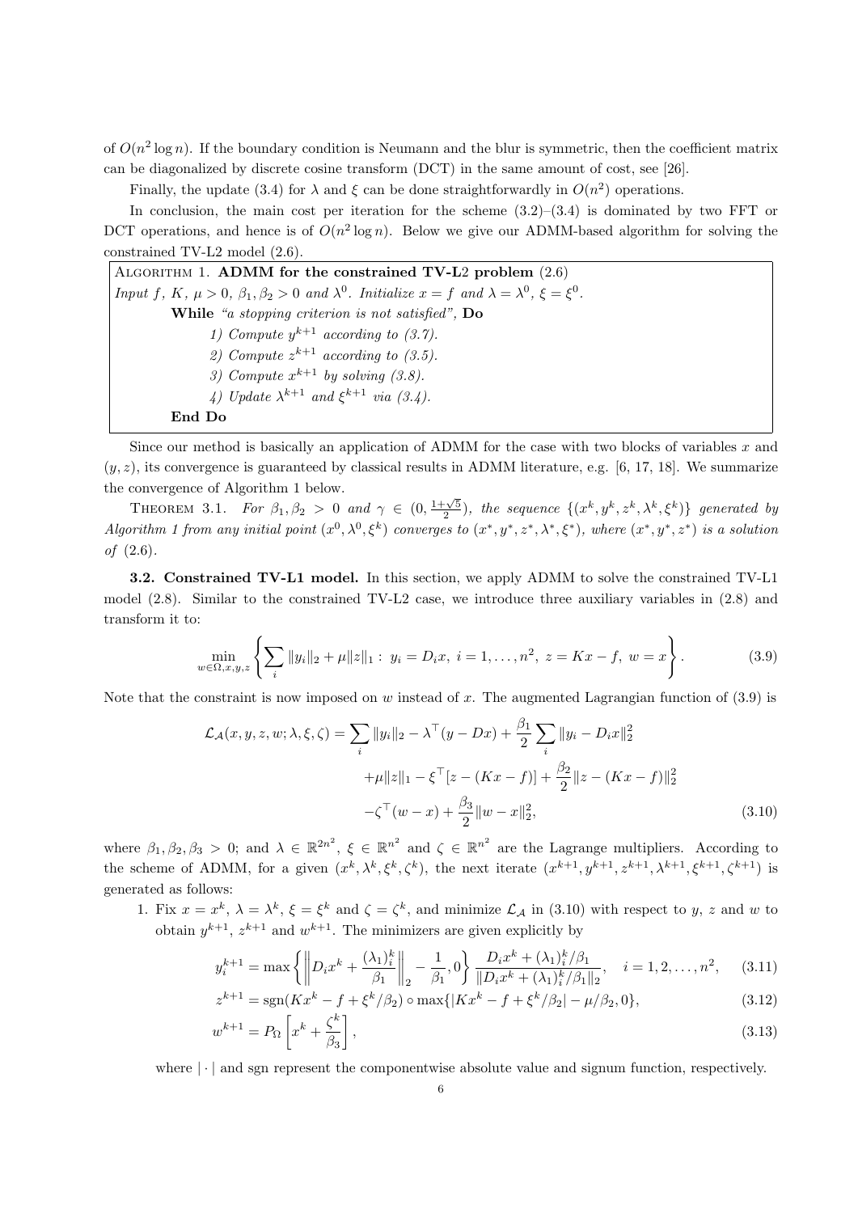of $O(n^2 \log n)$. If the boundary condition is Neumann and the blur is symmetric, then the coefficient matrix can be diagonalized by discrete cosine transform (DCT) in the same amount of cost, see [26].

Finally, the update (3.4) for $\lambda$ and $\xi$ can be done straightforwardly in $O(n^2)$ operations.

In conclusion, the main cost per iteration for the scheme (3.2)–(3.4) is dominated by two FFT or DCT operations, and hence is of $O(n^2 \log n)$. Below we give our ADMM-based algorithm for solving the constrained TV-L2 model (2.6).

---

Algorithm 1. **ADMM for the constrained TV-L2 problem** (2.6)

*Input $f$, $K$, $\mu > 0$, $\beta_1, \beta_2 > 0$ and $\lambda^0$. Initialize $x = f$ and $\lambda = \lambda^0$, $\xi = \xi^0$.*

**While** *"a stopping criterion is not satisfied"*, **Do**

*1) Compute $y^{k+1}$ according to (3.7).*

*2) Compute $z^{k+1}$ according to (3.5).*

*3) Compute $x^{k+1}$ by solving (3.8).*

*4) Update $\lambda^{k+1}$ and $\xi^{k+1}$ via (3.4).*

**End Do**

---

Since our method is basically an application of ADMM for the case with two blocks of variables $x$ and $(y, z)$, its convergence is guaranteed by classical results in ADMM literature, e.g. [6, 17, 18]. We summarize the convergence of Algorithm 1 below.

Theorem 3.1. *For $\beta_1, \beta_2 > 0$ and $\gamma \in (0, \frac{1+\sqrt{5}}{2})$, the sequence $\{(x^k, y^k, z^k, \lambda^k, \xi^k)\}$ generated by Algorithm 1 from any initial point $(x^0, \lambda^0, \xi^0)$ converges to $(x^*, y^*, z^*, \lambda^*, \xi^*)$, where $(x^*, y^*, z^*)$ is a solution of (2.6).*

**3.2. Constrained TV-L1 model.** In this section, we apply ADMM to solve the constrained TV-L1 model (2.8). Similar to the constrained TV-L2 case, we introduce three auxiliary variables in (2.8) and transform it to:

$$\min_{w \in \Omega, x, y, z} \left\{ \sum_i \|y_i\|_2 + \mu \|z\|_1 : \; y_i = D_i x, \; i = 1, \ldots, n^2, \; z = Kx - f, \; w = x \right\}. \tag{3.9}$$

Note that the constraint is now imposed on $w$ instead of $x$. The augmented Lagrangian function of (3.9) is

$$\begin{aligned} \mathcal{L}_{\mathcal{A}}(x, y, z, w; \lambda, \xi, \zeta) = & \sum_i \|y_i\|_2 - \lambda^\top (y - Dx) + \frac{\beta_1}{2} \sum_i \|y_i - D_i x\|_2^2 \\ & + \mu \|z\|_1 - \xi^\top [z - (Kx - f)] + \frac{\beta_2}{2} \|z - (Kx - f)\|_2^2 \\ & - \zeta^\top (w - x) + \frac{\beta_3}{2} \|w - x\|_2^2, \end{aligned} \tag{3.10}$$

where $\beta_1, \beta_2, \beta_3 > 0$; and $\lambda \in \mathbb{R}^{2n^2}$, $\xi \in \mathbb{R}^{n^2}$ and $\zeta \in \mathbb{R}^{n^2}$ are the Lagrange multipliers. According to the scheme of ADMM, for a given $(x^k, \lambda^k, \xi^k, \zeta^k)$, the next iterate $(x^{k+1}, y^{k+1}, z^{k+1}, \lambda^{k+1}, \xi^{k+1}, \zeta^{k+1})$ is generated as follows:

1. Fix $x = x^k$, $\lambda = \lambda^k$, $\xi = \xi^k$ and $\zeta = \zeta^k$, and minimize $\mathcal{L}_{\mathcal{A}}$ in (3.10) with respect to $y$, $z$ and $w$ to obtain $y^{k+1}$, $z^{k+1}$ and $w^{k+1}$. The minimizers are given explicitly by

$$y_i^{k+1} = \max\left\{ \left\| D_i x^k + \frac{(\lambda_1)_i^k}{\beta_1} \right\|_2 - \frac{1}{\beta_1}, 0 \right\} \frac{D_i x^k + (\lambda_1)_i^k / \beta_1}{\|D_i x^k + (\lambda_1)_i^k / \beta_1\|_2}, \quad i = 1, 2, \ldots, n^2, \tag{3.11}$$

$$z^{k+1} = \operatorname{sgn}(Kx^k - f + \xi^k/\beta_2) \circ \max\{|Kx^k - f + \xi^k/\beta_2| - \mu/\beta_2, 0\}, \tag{3.12}$$

$$w^{k+1} = P_\Omega \left[ x^k + \frac{\zeta^k}{\beta_3} \right], \tag{3.13}$$

where $|\cdot|$ and sgn represent the componentwise absolute value and signum function, respectively.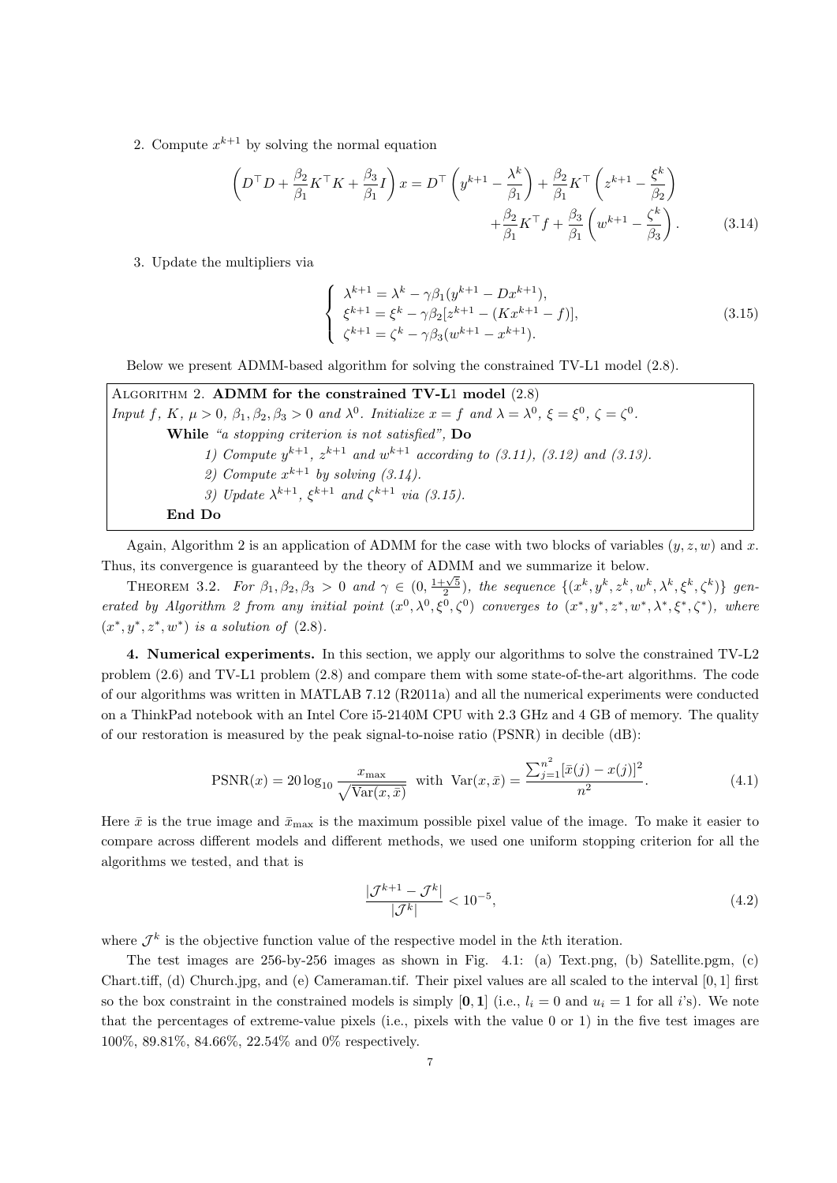2. Compute $x^{k+1}$ by solving the normal equation

$$
\left(D^\top D + \frac{\beta_2}{\beta_1} K^\top K + \frac{\beta_3}{\beta_1} I\right) x = D^\top \left(y^{k+1} - \frac{\lambda^k}{\beta_1}\right) + \frac{\beta_2}{\beta_1} K^\top \left(z^{k+1} - \frac{\xi^k}{\beta_2}\right) + \frac{\beta_2}{\beta_1} K^\top f + \frac{\beta_3}{\beta_1} \left(w^{k+1} - \frac{\zeta^k}{\beta_3}\right). \tag{3.14}
$$

3. Update the multipliers via

$$
\begin{cases}
\lambda^{k+1} = \lambda^k - \gamma\beta_1(y^{k+1} - Dx^{k+1}), \\
\xi^{k+1} = \xi^k - \gamma\beta_2[z^{k+1} - (Kx^{k+1} - f)], \\
\zeta^{k+1} = \zeta^k - \gamma\beta_3(w^{k+1} - x^{k+1}).
\end{cases} \tag{3.15}
$$

Below we present ADMM-based algorithm for solving the constrained TV-L1 model (2.8).

> ALGORITHM 2. **ADMM for the constrained TV-L1 model** (2.8)
> *Input $f$, $K$, $\mu > 0$, $\beta_1, \beta_2, \beta_3 > 0$ and $\lambda^0$. Initialize $x = f$ and $\lambda = \lambda^0$, $\xi = \xi^0$, $\zeta = \zeta^0$.*
> **While** *"a stopping criterion is not satisfied"*, **Do**
> *1) Compute $y^{k+1}$, $z^{k+1}$ and $w^{k+1}$ according to (3.11), (3.12) and (3.13).*
> *2) Compute $x^{k+1}$ by solving (3.14).*
> *3) Update $\lambda^{k+1}$, $\xi^{k+1}$ and $\zeta^{k+1}$ via (3.15).*
> **End Do**

Again, Algorithm 2 is an application of ADMM for the case with two blocks of variables $(y, z, w)$ and $x$. Thus, its convergence is guaranteed by the theory of ADMM and we summarize it below.

THEOREM 3.2. *For $\beta_1, \beta_2, \beta_3 > 0$ and $\gamma \in (0, \frac{1+\sqrt{5}}{2})$, the sequence $\{(x^k, y^k, z^k, w^k, \lambda^k, \xi^k, \zeta^k)\}$ generated by Algorithm 2 from any initial point $(x^0, \lambda^0, \xi^0, \zeta^0)$ converges to $(x^*, y^*, z^*, w^*, \lambda^*, \xi^*, \zeta^*)$, where $(x^*, y^*, z^*, w^*)$ is a solution of* (2.8).

**4. Numerical experiments.** In this section, we apply our algorithms to solve the constrained TV-L2 problem (2.6) and TV-L1 problem (2.8) and compare them with some state-of-the-art algorithms. The code of our algorithms was written in MATLAB 7.12 (R2011a) and all the numerical experiments were conducted on a ThinkPad notebook with an Intel Core i5-2140M CPU with 2.3 GHz and 4 GB of memory. The quality of our restoration is measured by the peak signal-to-noise ratio (PSNR) in decible (dB):

$$
\mathrm{PSNR}(x) = 20 \log_{10} \frac{x_{\max}}{\sqrt{\mathrm{Var}(x, \bar{x})}} \quad \text{with} \quad \mathrm{Var}(x, \bar{x}) = \frac{\sum_{j=1}^{n^2} [\bar{x}(j) - x(j)]^2}{n^2}. \tag{4.1}
$$

Here $\bar{x}$ is the true image and $\bar{x}_{\max}$ is the maximum possible pixel value of the image. To make it easier to compare across different models and different methods, we used one uniform stopping criterion for all the algorithms we tested, and that is

$$
\frac{|\mathcal{J}^{k+1} - \mathcal{J}^k|}{|\mathcal{J}^k|} < 10^{-5}, \tag{4.2}
$$

where $\mathcal{J}^k$ is the objective function value of the respective model in the $k$th iteration.

The test images are 256-by-256 images as shown in Fig. 4.1: (a) Text.png, (b) Satellite.pgm, (c) Chart.tiff, (d) Church.jpg, and (e) Cameraman.tif. Their pixel values are all scaled to the interval $[0, 1]$ first so the box constraint in the constrained models is simply $[\mathbf{0}, \mathbf{1}]$ (i.e., $l_i = 0$ and $u_i = 1$ for all $i$'s). We note that the percentages of extreme-value pixels (i.e., pixels with the value 0 or 1) in the five test images are 100%, 89.81%, 84.66%, 22.54% and 0% respectively.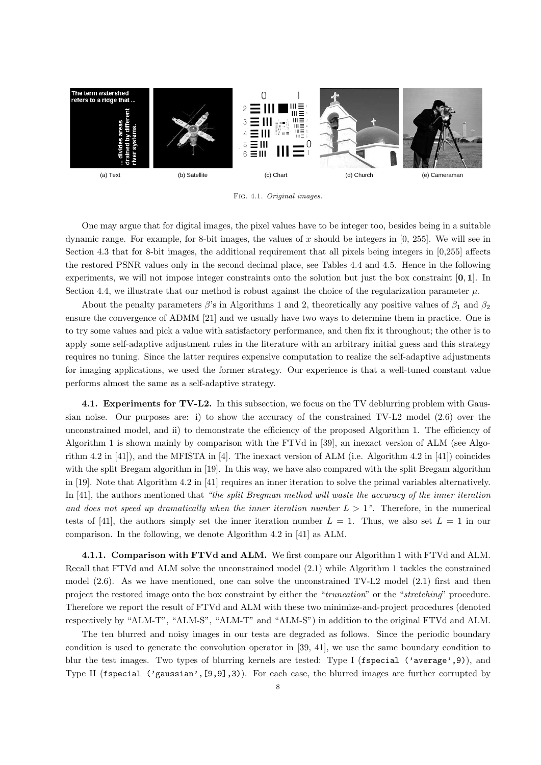(a) Text (b) Satellite (c) Chart (d) Church (e) Cameraman

Fig. 4.1. *Original images.*

One may argue that for digital images, the pixel values have to be integer too, besides being in a suitable dynamic range. For example, for 8-bit images, the values of $x$ should be integers in [0, 255]. We will see in Section 4.3 that for 8-bit images, the additional requirement that all pixels being integers in [0,255] affects the restored PSNR values only in the second decimal place, see Tables 4.4 and 4.5. Hence in the following experiments, we will not impose integer constraints onto the solution but just the box constraint $[\mathbf{0}, \mathbf{1}]$. In Section 4.4, we illustrate that our method is robust against the choice of the regularization parameter $\mu$.

About the penalty parameters $\beta$'s in Algorithms 1 and 2, theoretically any positive values of $\beta_1$ and $\beta_2$ ensure the convergence of ADMM [21] and we usually have two ways to determine them in practice. One is to try some values and pick a value with satisfactory performance, and then fix it throughout; the other is to apply some self-adaptive adjustment rules in the literature with an arbitrary initial guess and this strategy requires no tuning. Since the latter requires expensive computation to realize the self-adaptive adjustments for imaging applications, we used the former strategy. Our experience is that a well-tuned constant value performs almost the same as a self-adaptive strategy.

**4.1. Experiments for TV-L2.** In this subsection, we focus on the TV deblurring problem with Gaussian noise. Our purposes are: i) to show the accuracy of the constrained TV-L2 model (2.6) over the unconstrained model, and ii) to demonstrate the efficiency of the proposed Algorithm 1. The efficiency of Algorithm 1 is shown mainly by comparison with the FTVd in [39], an inexact version of ALM (see Algorithm 4.2 in [41]), and the MFISTA in [4]. The inexact version of ALM (i.e. Algorithm 4.2 in [41]) coincides with the split Bregam algorithm in [19]. In this way, we have also compared with the split Bregam algorithm in [19]. Note that Algorithm 4.2 in [41] requires an inner iteration to solve the primal variables alternatively. In [41], the authors mentioned that *"the split Bregman method will waste the accuracy of the inner iteration and does not speed up dramatically when the inner iteration number $L > 1$"*. Therefore, in the numerical tests of [41], the authors simply set the inner iteration number $L = 1$. Thus, we also set $L = 1$ in our comparison. In the following, we denote Algorithm 4.2 in [41] as ALM.

**4.1.1. Comparison with FTVd and ALM.** We first compare our Algorithm 1 with FTVd and ALM. Recall that FTVd and ALM solve the unconstrained model (2.1) while Algorithm 1 tackles the constrained model (2.6). As we have mentioned, one can solve the unconstrained TV-L2 model (2.1) first and then project the restored image onto the box constraint by either the "*truncation*" or the "*stretching*" procedure. Therefore we report the result of FTVd and ALM with these two minimize-and-project procedures (denoted respectively by "ALM-T", "ALM-S", "ALM-T" and "ALM-S") in addition to the original FTVd and ALM.

The ten blurred and noisy images in our tests are degraded as follows. Since the periodic boundary condition is used to generate the convolution operator in [39, 41], we use the same boundary condition to blur the test images. Two types of blurring kernels are tested: Type I (`fspecial ('average',9)`), and Type II (`fspecial ('gaussian',[9,9],3)`). For each case, the blurred images are further corrupted by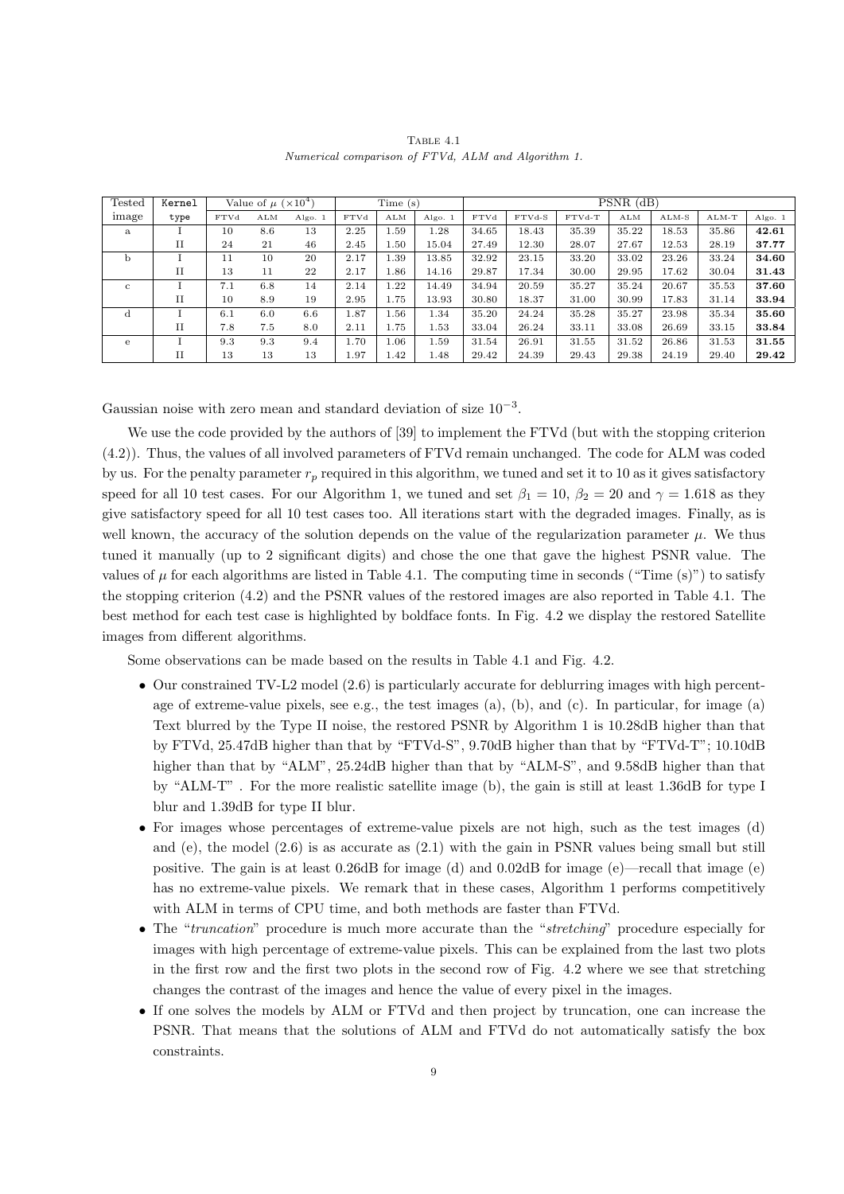Table 4.1
*Numerical comparison of FTVd, ALM and Algorithm 1.*

| Tested image | Kernel type | Value of $\mu$ ($\times 10^4$) | | | Time (s) | | | PSNR (dB) | | | | | | |
|---|---|---|---|---|---|---|---|---|---|---|---|---|---|---|
| | | FTVd | ALM | Algo. 1 | FTVd | ALM | Algo. 1 | FTVd | FTVd-S | FTVd-T | ALM | ALM-S | ALM-T | Algo. 1 |
| a | I | 10 | 8.6 | 13 | 2.25 | 1.59 | 1.28 | 34.65 | 18.43 | 35.39 | 35.22 | 18.53 | 35.86 | **42.61** |
| | II | 24 | 21 | 46 | 2.45 | 1.50 | 15.04 | 27.49 | 12.30 | 28.07 | 27.67 | 12.53 | 28.19 | **37.77** |
| b | I | 11 | 10 | 20 | 2.17 | 1.39 | 13.85 | 32.92 | 23.15 | 33.20 | 33.02 | 23.26 | 33.24 | **34.60** |
| | II | 13 | 11 | 22 | 2.17 | 1.86 | 14.16 | 29.87 | 17.34 | 30.00 | 29.95 | 17.62 | 30.04 | **31.43** |
| c | I | 7.1 | 6.8 | 14 | 2.14 | 1.22 | 14.49 | 34.94 | 20.59 | 35.27 | 35.24 | 20.67 | 35.53 | **37.60** |
| | II | 10 | 8.9 | 19 | 2.95 | 1.75 | 13.93 | 30.80 | 18.37 | 31.00 | 30.99 | 17.83 | 31.14 | **33.94** |
| d | I | 6.1 | 6.0 | 6.6 | 1.87 | 1.56 | 1.34 | 35.20 | 24.24 | 35.28 | 35.27 | 23.98 | 35.34 | **35.60** |
| | II | 7.8 | 7.5 | 8.0 | 2.11 | 1.75 | 1.53 | 33.04 | 26.24 | 33.11 | 33.08 | 26.69 | 33.15 | **33.84** |
| e | I | 9.3 | 9.3 | 9.4 | 1.70 | 1.06 | 1.59 | 31.54 | 26.91 | 31.55 | 31.52 | 26.86 | 31.53 | **31.55** |
| | II | 13 | 13 | 13 | 1.97 | 1.42 | 1.48 | 29.42 | 24.39 | 29.43 | 29.38 | 24.19 | 29.40 | **29.42** |

Gaussian noise with zero mean and standard deviation of size $10^{-3}$.

We use the code provided by the authors of [39] to implement the FTVd (but with the stopping criterion (4.2)). Thus, the values of all involved parameters of FTVd remain unchanged. The code for ALM was coded by us. For the penalty parameter $r_p$ required in this algorithm, we tuned and set it to 10 as it gives satisfactory speed for all 10 test cases. For our Algorithm 1, we tuned and set $\beta_1 = 10$, $\beta_2 = 20$ and $\gamma = 1.618$ as they give satisfactory speed for all 10 test cases too. All iterations start with the degraded images. Finally, as is well known, the accuracy of the solution depends on the value of the regularization parameter $\mu$. We thus tuned it manually (up to 2 significant digits) and chose the one that gave the highest PSNR value. The values of $\mu$ for each algorithms are listed in Table 4.1. The computing time in seconds ("Time (s)") to satisfy the stopping criterion (4.2) and the PSNR values of the restored images are also reported in Table 4.1. The best method for each test case is highlighted by boldface fonts. In Fig. 4.2 we display the restored Satellite images from different algorithms.

Some observations can be made based on the results in Table 4.1 and Fig. 4.2.

- Our constrained TV-L2 model (2.6) is particularly accurate for deblurring images with high percentage of extreme-value pixels, see e.g., the test images (a), (b), and (c). In particular, for image (a) Text blurred by the Type II noise, the restored PSNR by Algorithm 1 is 10.28dB higher than that by FTVd, 25.47dB higher than that by "FTVd-S", 9.70dB higher than that by "FTVd-T"; 10.10dB higher than that by "ALM", 25.24dB higher than that by "ALM-S", and 9.58dB higher than that by "ALM-T" . For the more realistic satellite image (b), the gain is still at least 1.36dB for type I blur and 1.39dB for type II blur.
- For images whose percentages of extreme-value pixels are not high, such as the test images (d) and (e), the model (2.6) is as accurate as (2.1) with the gain in PSNR values being small but still positive. The gain is at least 0.26dB for image (d) and 0.02dB for image (e)—recall that image (e) has no extreme-value pixels. We remark that in these cases, Algorithm 1 performs competitively with ALM in terms of CPU time, and both methods are faster than FTVd.
- The "*truncation*" procedure is much more accurate than the "*stretching*" procedure especially for images with high percentage of extreme-value pixels. This can be explained from the last two plots in the first row and the first two plots in the second row of Fig. 4.2 where we see that stretching changes the contrast of the images and hence the value of every pixel in the images.
- If one solves the models by ALM or FTVd and then project by truncation, one can increase the PSNR. That means that the solutions of ALM and FTVd do not automatically satisfy the box constraints.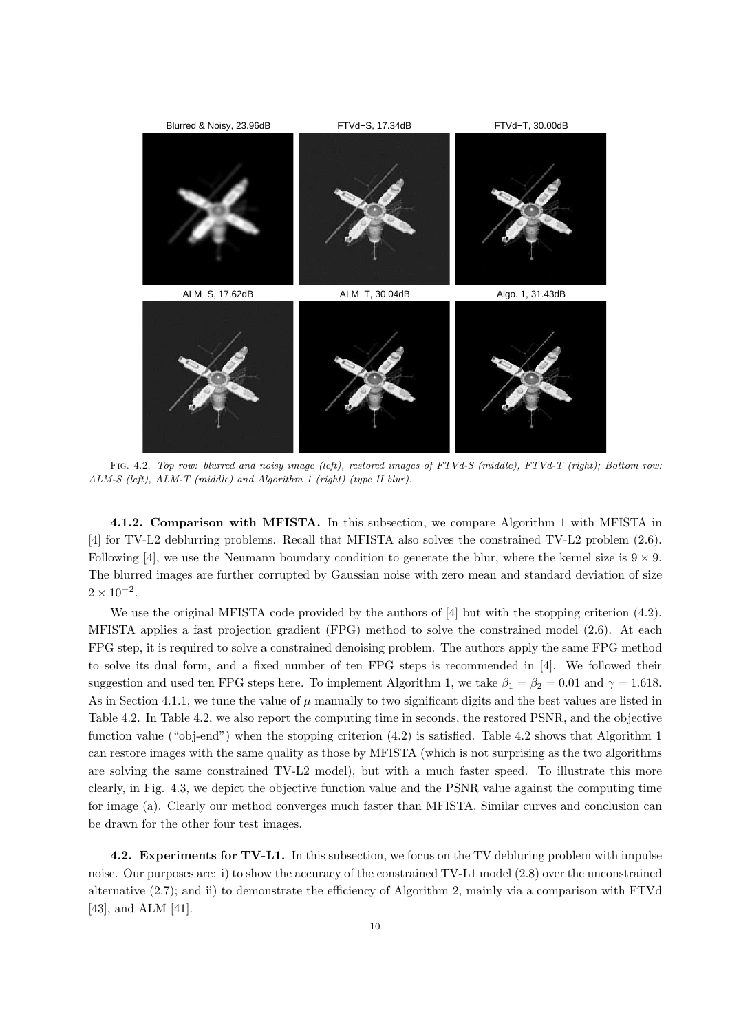Blurred & Noisy, 23.96dB | FTVd−S, 17.34dB | FTVd−T, 30.00dB

ALM−S, 17.62dB | ALM−T, 30.04dB | Algo. 1, 31.43dB

Fig. 4.2. *Top row: blurred and noisy image (left), restored images of FTVd-S (middle), FTVd-T (right); Bottom row: ALM-S (left), ALM-T (middle) and Algorithm 1 (right) (type II blur).*

**4.1.2. Comparison with MFISTA.** In this subsection, we compare Algorithm 1 with MFISTA in [4] for TV-L2 deblurring problems. Recall that MFISTA also solves the constrained TV-L2 problem (2.6). Following [4], we use the Neumann boundary condition to generate the blur, where the kernel size is $9 \times 9$. The blurred images are further corrupted by Gaussian noise with zero mean and standard deviation of size $2 \times 10^{-2}$.

We use the original MFISTA code provided by the authors of [4] but with the stopping criterion (4.2). MFISTA applies a fast projection gradient (FPG) method to solve the constrained model (2.6). At each FPG step, it is required to solve a constrained denoising problem. The authors apply the same FPG method to solve its dual form, and a fixed number of ten FPG steps is recommended in [4]. We followed their suggestion and used ten FPG steps here. To implement Algorithm 1, we take $\beta_1 = \beta_2 = 0.01$ and $\gamma = 1.618$. As in Section 4.1.1, we tune the value of $\mu$ manually to two significant digits and the best values are listed in Table 4.2. In Table 4.2, we also report the computing time in seconds, the restored PSNR, and the objective function value ("obj-end") when the stopping criterion (4.2) is satisfied. Table 4.2 shows that Algorithm 1 can restore images with the same quality as those by MFISTA (which is not surprising as the two algorithms are solving the same constrained TV-L2 model), but with a much faster speed. To illustrate this more clearly, in Fig. 4.3, we depict the objective function value and the PSNR value against the computing time for image (a). Clearly our method converges much faster than MFISTA. Similar curves and conclusion can be drawn for the other four test images.

**4.2. Experiments for TV-L1.** In this subsection, we focus on the TV debluring problem with impulse noise. Our purposes are: i) to show the accuracy of the constrained TV-L1 model (2.8) over the unconstrained alternative (2.7); and ii) to demonstrate the efficiency of Algorithm 2, mainly via a comparison with FTVd [43], and ALM [41].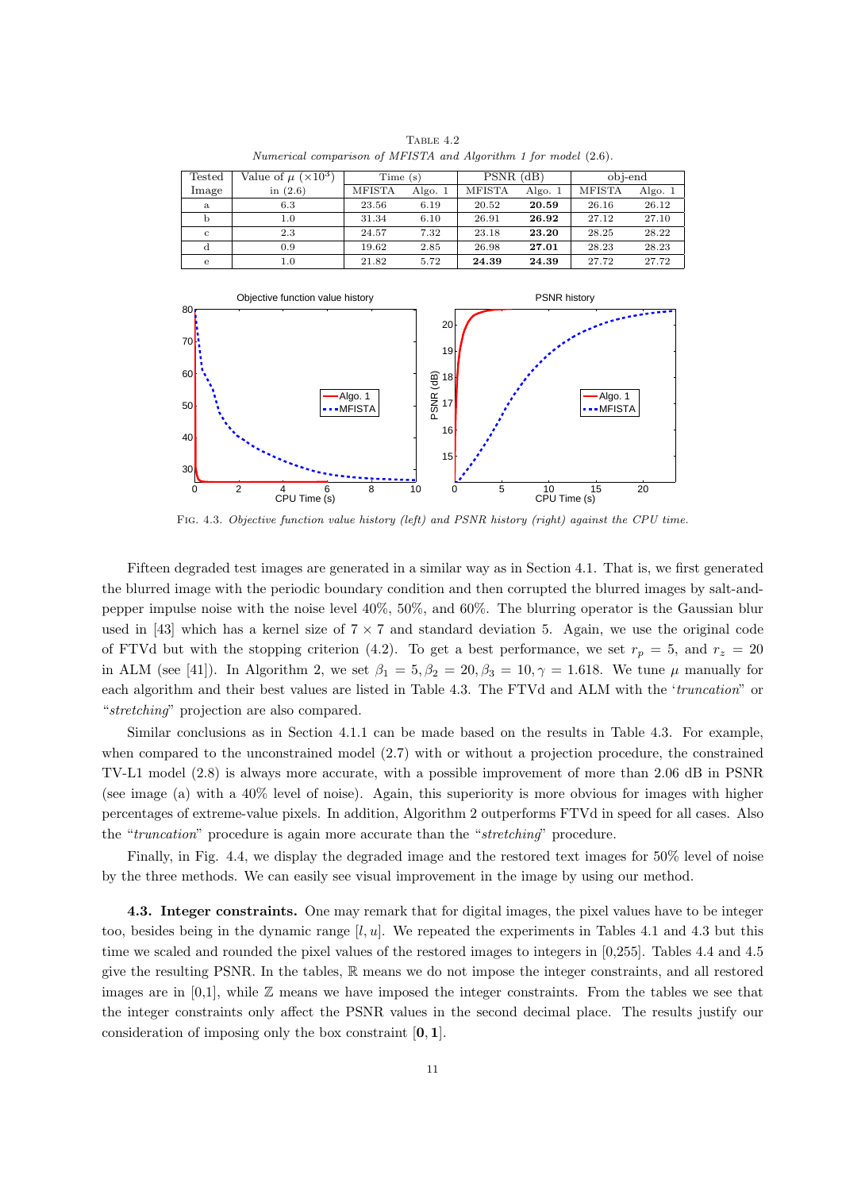TABLE 4.2

*Numerical comparison of MFISTA and Algorithm 1 for model (2.6).*

| Tested Image | Value of $\mu$ ($\times 10^3$) in (2.6) | Time (s) | | PSNR (dB) | | obj-end | |
|---|---|---|---|---|---|---|---|
| | | MFISTA | Algo. 1 | MFISTA | Algo. 1 | MFISTA | Algo. 1 |
| a | 6.3 | 23.56 | 6.19 | 20.52 | **20.59** | 26.16 | 26.12 |
| b | 1.0 | 31.34 | 6.10 | 26.91 | **26.92** | 27.12 | 27.10 |
| c | 2.3 | 24.57 | 7.32 | 23.18 | **23.20** | 28.25 | 28.22 |
| d | 0.9 | 19.62 | 2.85 | 26.98 | **27.01** | 28.23 | 28.23 |
| e | 1.0 | 21.82 | 5.72 | **24.39** | **24.39** | 27.72 | 27.72 |

FIG. 4.3. *Objective function value history (left) and PSNR history (right) against the CPU time.*

Fifteen degraded test images are generated in a similar way as in Section 4.1. That is, we first generated the blurred image with the periodic boundary condition and then corrupted the blurred images by salt-and-pepper impulse noise with the noise level 40%, 50%, and 60%. The blurring operator is the Gaussian blur used in [43] which has a kernel size of $7 \times 7$ and standard deviation 5. Again, we use the original code of FTVd but with the stopping criterion (4.2). To get a best performance, we set $r_p = 5$, and $r_z = 20$ in ALM (see [41]). In Algorithm 2, we set $\beta_1 = 5, \beta_2 = 20, \beta_3 = 10, \gamma = 1.618$. We tune $\mu$ manually for each algorithm and their best values are listed in Table 4.3. The FTVd and ALM with the '*truncation*" or "*stretching*" projection are also compared.

Similar conclusions as in Section 4.1.1 can be made based on the results in Table 4.3. For example, when compared to the unconstrained model (2.7) with or without a projection procedure, the constrained TV-L1 model (2.8) is always more accurate, with a possible improvement of more than 2.06 dB in PSNR (see image (a) with a 40% level of noise). Again, this superiority is more obvious for images with higher percentages of extreme-value pixels. In addition, Algorithm 2 outperforms FTVd in speed for all cases. Also the "*truncation*" procedure is again more accurate than the "*stretching*" procedure.

Finally, in Fig. 4.4, we display the degraded image and the restored text images for 50% level of noise by the three methods. We can easily see visual improvement in the image by using our method.

**4.3. Integer constraints.** One may remark that for digital images, the pixel values have to be integer too, besides being in the dynamic range $[l, u]$. We repeated the experiments in Tables 4.1 and 4.3 but this time we scaled and rounded the pixel values of the restored images to integers in [0,255]. Tables 4.4 and 4.5 give the resulting PSNR. In the tables, $\mathbb{R}$ means we do not impose the integer constraints, and all restored images are in [0,1], while $\mathbb{Z}$ means we have imposed the integer constraints. From the tables we see that the integer constraints only affect the PSNR values in the second decimal place. The results justify our consideration of imposing only the box constraint $[\mathbf{0}, \mathbf{1}]$.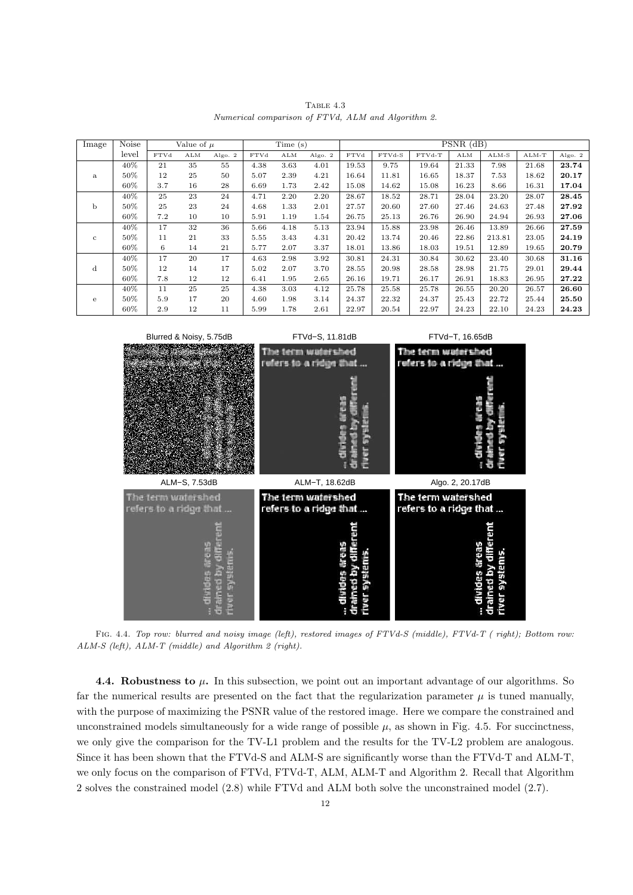TABLE 4.3

*Numerical comparison of FTVd, ALM and Algorithm 2.*

| Image | Noise level | Value of $\mu$ | | | Time (s) | | | PSNR (dB) | | | | | | |
|---|---|---|---|---|---|---|---|---|---|---|---|---|---|---|
| | | FTVd | ALM | Algo. 2 | FTVd | ALM | Algo. 2 | FTVd | FTVd-S | FTVd-T | ALM | ALM-S | ALM-T | Algo. 2 |
| a | 40% | 21 | 35 | 55 | 4.38 | 3.63 | 4.01 | 19.53 | 9.75 | 19.64 | 21.33 | 7.98 | 21.68 | **23.74** |
| | 50% | 12 | 25 | 50 | 5.07 | 2.39 | 4.21 | 16.64 | 11.81 | 16.65 | 18.37 | 7.53 | 18.62 | **20.17** |
| | 60% | 3.7 | 16 | 28 | 6.69 | 1.73 | 2.42 | 15.08 | 14.62 | 15.08 | 16.23 | 8.66 | 16.31 | **17.04** |
| b | 40% | 25 | 23 | 24 | 4.71 | 2.20 | 2.20 | 28.67 | 18.52 | 28.71 | 28.04 | 23.20 | 28.07 | **28.45** |
| | 50% | 25 | 23 | 24 | 4.68 | 1.33 | 2.01 | 27.57 | 20.60 | 27.60 | 27.46 | 24.63 | 27.48 | **27.92** |
| | 60% | 7.2 | 10 | 10 | 5.91 | 1.19 | 1.54 | 26.75 | 25.13 | 26.76 | 26.90 | 24.94 | 26.93 | **27.06** |
| c | 40% | 17 | 32 | 36 | 5.66 | 4.18 | 5.13 | 23.94 | 15.88 | 23.98 | 26.46 | 13.89 | 26.66 | **27.59** |
| | 50% | 11 | 21 | 33 | 5.55 | 3.43 | 4.31 | 20.42 | 13.74 | 20.46 | 22.86 | 213.81 | 23.05 | **24.19** |
| | 60% | 6 | 14 | 21 | 5.77 | 2.07 | 3.37 | 18.01 | 13.86 | 18.03 | 19.51 | 12.89 | 19.65 | **20.79** |
| d | 40% | 17 | 20 | 17 | 4.63 | 2.98 | 3.92 | 30.81 | 24.31 | 30.84 | 30.62 | 23.40 | 30.68 | **31.16** |
| | 50% | 12 | 14 | 17 | 5.02 | 2.07 | 3.70 | 28.55 | 20.98 | 28.58 | 28.98 | 21.75 | 29.01 | **29.44** |
| | 60% | 7.8 | 12 | 12 | 6.41 | 1.95 | 2.65 | 26.16 | 19.71 | 26.17 | 26.91 | 18.83 | 26.95 | **27.22** |
| e | 40% | 11 | 25 | 25 | 4.38 | 3.03 | 4.12 | 25.78 | 25.58 | 25.78 | 26.55 | 20.20 | 26.57 | **26.60** |
| | 50% | 5.9 | 17 | 20 | 4.60 | 1.98 | 3.14 | 24.37 | 22.32 | 24.37 | 25.43 | 22.72 | 25.44 | **25.50** |
| | 60% | 2.9 | 12 | 11 | 5.99 | 1.78 | 2.61 | 22.97 | 20.54 | 22.97 | 24.23 | 22.10 | 24.23 | **24.23** |

FIG. 4.4. *Top row: blurred and noisy image (left), restored images of FTVd-S (middle), FTVd-T ( right); Bottom row: ALM-S (left), ALM-T (middle) and Algorithm 2 (right).*

**4.4. Robustness to $\mu$.** In this subsection, we point out an important advantage of our algorithms. So far the numerical results are presented on the fact that the regularization parameter $\mu$ is tuned manually, with the purpose of maximizing the PSNR value of the restored image. Here we compare the constrained and unconstrained models simultaneously for a wide range of possible $\mu$, as shown in Fig. 4.5. For succinctness, we only give the comparison for the TV-L1 problem and the results for the TV-L2 problem are analogous. Since it has been shown that the FTVd-S and ALM-S are significantly worse than the FTVd-T and ALM-T, we only focus on the comparison of FTVd, FTVd-T, ALM, ALM-T and Algorithm 2. Recall that Algorithm 2 solves the constrained model (2.8) while FTVd and ALM both solve the unconstrained model (2.7).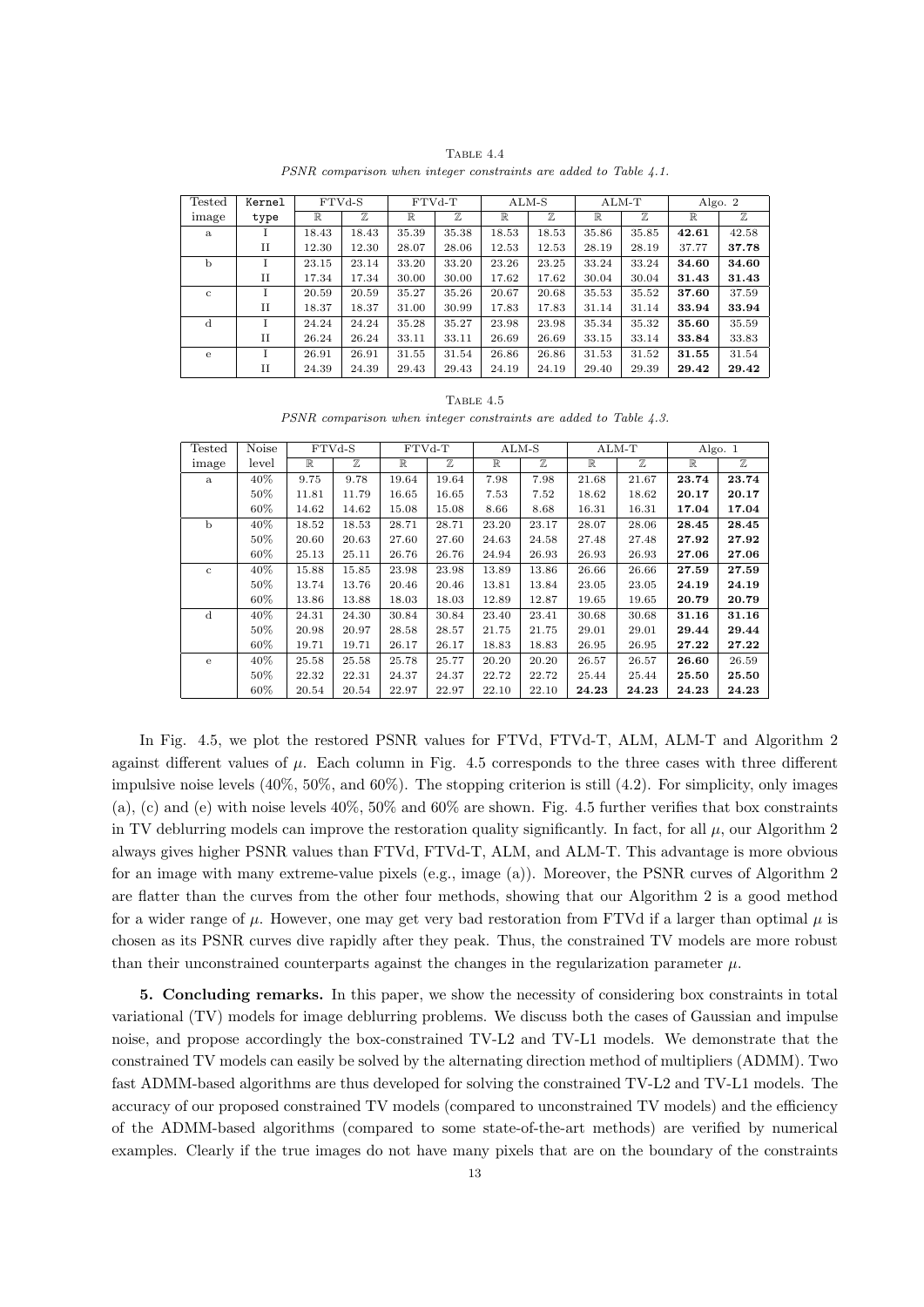TABLE 4.4

*PSNR comparison when integer constraints are added to Table 4.1.*

| Tested | `Kernel` | FTVd-S | | FTVd-T | | ALM-S | | ALM-T | | Algo. 2 | |
|---|---|---|---|---|---|---|---|---|---|---|---|
| image | `type` | $\mathbb{R}$ | $\mathbb{Z}$ | $\mathbb{R}$ | $\mathbb{Z}$ | $\mathbb{R}$ | $\mathbb{Z}$ | $\mathbb{R}$ | $\mathbb{Z}$ | $\mathbb{R}$ | $\mathbb{Z}$ |
| a | I | 18.43 | 18.43 | 35.39 | 35.38 | 18.53 | 18.53 | 35.86 | 35.85 | **42.61** | 42.58 |
| | II | 12.30 | 12.30 | 28.07 | 28.06 | 12.53 | 12.53 | 28.19 | 28.19 | 37.77 | **37.78** |
| b | I | 23.15 | 23.14 | 33.20 | 33.20 | 23.26 | 23.25 | 33.24 | 33.24 | **34.60** | **34.60** |
| | II | 17.34 | 17.34 | 30.00 | 30.00 | 17.62 | 17.62 | 30.04 | 30.04 | **31.43** | **31.43** |
| c | I | 20.59 | 20.59 | 35.27 | 35.26 | 20.67 | 20.68 | 35.53 | 35.52 | **37.60** | 37.59 |
| | II | 18.37 | 18.37 | 31.00 | 30.99 | 17.83 | 17.83 | 31.14 | 31.14 | **33.94** | **33.94** |
| d | I | 24.24 | 24.24 | 35.28 | 35.27 | 23.98 | 23.98 | 35.34 | 35.32 | **35.60** | 35.59 |
| | II | 26.24 | 26.24 | 33.11 | 33.11 | 26.69 | 26.69 | 33.15 | 33.14 | **33.84** | 33.83 |
| e | I | 26.91 | 26.91 | 31.55 | 31.54 | 26.86 | 26.86 | 31.53 | 31.52 | **31.55** | 31.54 |
| | II | 24.39 | 24.39 | 29.43 | 29.43 | 24.19 | 24.19 | 29.40 | 29.39 | **29.42** | **29.42** |

TABLE 4.5

*PSNR comparison when integer constraints are added to Table 4.3.*

| Tested | Noise | FTVd-S | | FTVd-T | | ALM-S | | ALM-T | | Algo. 1 | |
|---|---|---|---|---|---|---|---|---|---|---|---|
| image | level | $\mathbb{R}$ | $\mathbb{Z}$ | $\mathbb{R}$ | $\mathbb{Z}$ | $\mathbb{R}$ | $\mathbb{Z}$ | $\mathbb{R}$ | $\mathbb{Z}$ | $\mathbb{R}$ | $\mathbb{Z}$ |
| a | 40% | 9.75 | 9.78 | 19.64 | 19.64 | 7.98 | 7.98 | 21.68 | 21.67 | **23.74** | **23.74** |
| | 50% | 11.81 | 11.79 | 16.65 | 16.65 | 7.53 | 7.52 | 18.62 | 18.62 | **20.17** | **20.17** |
| | 60% | 14.62 | 14.62 | 15.08 | 15.08 | 8.66 | 8.68 | 16.31 | 16.31 | **17.04** | **17.04** |
| b | 40% | 18.52 | 18.53 | 28.71 | 28.71 | 23.20 | 23.17 | 28.07 | 28.06 | **28.45** | **28.45** |
| | 50% | 20.60 | 20.63 | 27.60 | 27.60 | 24.63 | 24.58 | 27.48 | 27.48 | **27.92** | **27.92** |
| | 60% | 25.13 | 25.11 | 26.76 | 26.76 | 24.94 | 26.93 | 26.93 | 26.93 | **27.06** | **27.06** |
| c | 40% | 15.88 | 15.85 | 23.98 | 23.98 | 13.89 | 13.86 | 26.66 | 26.66 | **27.59** | **27.59** |
| | 50% | 13.74 | 13.76 | 20.46 | 20.46 | 13.81 | 13.84 | 23.05 | 23.05 | **24.19** | **24.19** |
| | 60% | 13.86 | 13.88 | 18.03 | 18.03 | 12.89 | 12.87 | 19.65 | 19.65 | **20.79** | **20.79** |
| d | 40% | 24.31 | 24.30 | 30.84 | 30.84 | 23.40 | 23.41 | 30.68 | 30.68 | **31.16** | **31.16** |
| | 50% | 20.98 | 20.97 | 28.58 | 28.57 | 21.75 | 21.75 | 29.01 | 29.01 | **29.44** | **29.44** |
| | 60% | 19.71 | 19.71 | 26.17 | 26.17 | 18.83 | 18.83 | 26.95 | 26.95 | **27.22** | **27.22** |
| e | 40% | 25.58 | 25.58 | 25.78 | 25.77 | 20.20 | 20.20 | 26.57 | 26.57 | **26.60** | 26.59 |
| | 50% | 22.32 | 22.31 | 24.37 | 24.37 | 22.72 | 22.72 | 25.44 | 25.44 | **25.50** | **25.50** |
| | 60% | 20.54 | 20.54 | 22.97 | 22.97 | 22.10 | 22.10 | **24.23** | **24.23** | 24.23 | 24.23 |

In Fig. 4.5, we plot the restored PSNR values for FTVd, FTVd-T, ALM, ALM-T and Algorithm 2 against different values of $\mu$. Each column in Fig. 4.5 corresponds to the three cases with three different impulsive noise levels (40%, 50%, and 60%). The stopping criterion is still (4.2). For simplicity, only images (a), (c) and (e) with noise levels 40%, 50% and 60% are shown. Fig. 4.5 further verifies that box constraints in TV deblurring models can improve the restoration quality significantly. In fact, for all $\mu$, our Algorithm 2 always gives higher PSNR values than FTVd, FTVd-T, ALM, and ALM-T. This advantage is more obvious for an image with many extreme-value pixels (e.g., image (a)). Moreover, the PSNR curves of Algorithm 2 are flatter than the curves from the other four methods, showing that our Algorithm 2 is a good method for a wider range of $\mu$. However, one may get very bad restoration from FTVd if a larger than optimal $\mu$ is chosen as its PSNR curves dive rapidly after they peak. Thus, the constrained TV models are more robust than their unconstrained counterparts against the changes in the regularization parameter $\mu$.

**5. Concluding remarks.** In this paper, we show the necessity of considering box constraints in total variational (TV) models for image deblurring problems. We discuss both the cases of Gaussian and impulse noise, and propose accordingly the box-constrained TV-L2 and TV-L1 models. We demonstrate that the constrained TV models can easily be solved by the alternating direction method of multipliers (ADMM). Two fast ADMM-based algorithms are thus developed for solving the constrained TV-L2 and TV-L1 models. The accuracy of our proposed constrained TV models (compared to unconstrained TV models) and the efficiency of the ADMM-based algorithms (compared to some state-of-the-art methods) are verified by numerical examples. Clearly if the true images do not have many pixels that are on the boundary of the constraints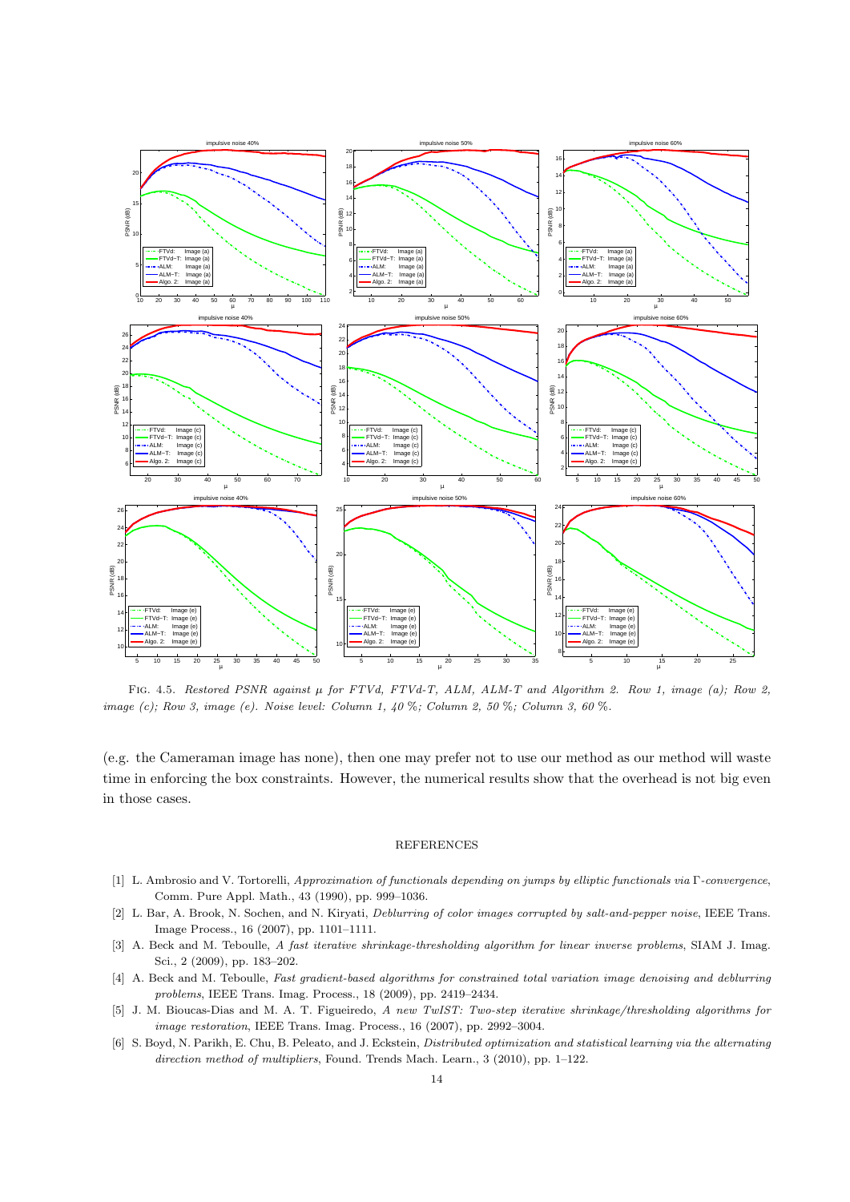Fig. 4.5. *Restored PSNR against $\mu$ for FTVd, FTVd-T, ALM, ALM-T and Algorithm 2. Row 1, image (a); Row 2, image (c); Row 3, image (e). Noise level: Column 1, 40 %; Column 2, 50 %; Column 3, 60 %.*

(e.g. the Cameraman image has none), then one may prefer not to use our method as our method will waste time in enforcing the box constraints. However, the numerical results show that the overhead is not big even in those cases.

## REFERENCES

[1] L. Ambrosio and V. Tortorelli, *Approximation of functionals depending on jumps by elliptic functionals via* $\Gamma$*-convergence*, Comm. Pure Appl. Math., 43 (1990), pp. 999–1036.

[2] L. Bar, A. Brook, N. Sochen, and N. Kiryati, *Deblurring of color images corrupted by salt-and-pepper noise*, IEEE Trans. Image Process., 16 (2007), pp. 1101–1111.

[3] A. Beck and M. Teboulle, *A fast iterative shrinkage-thresholding algorithm for linear inverse problems*, SIAM J. Imag. Sci., 2 (2009), pp. 183–202.

[4] A. Beck and M. Teboulle, *Fast gradient-based algorithms for constrained total variation image denoising and deblurring problems*, IEEE Trans. Imag. Process., 18 (2009), pp. 2419–2434.

[5] J. M. Bioucas-Dias and M. A. T. Figueiredo, *A new TwIST: Two-step iterative shrinkage/thresholding algorithms for image restoration*, IEEE Trans. Imag. Process., 16 (2007), pp. 2992–3004.

[6] S. Boyd, N. Parikh, E. Chu, B. Peleato, and J. Eckstein, *Distributed optimization and statistical learning via the alternating direction method of multipliers*, Found. Trends Mach. Learn., 3 (2010), pp. 1–122.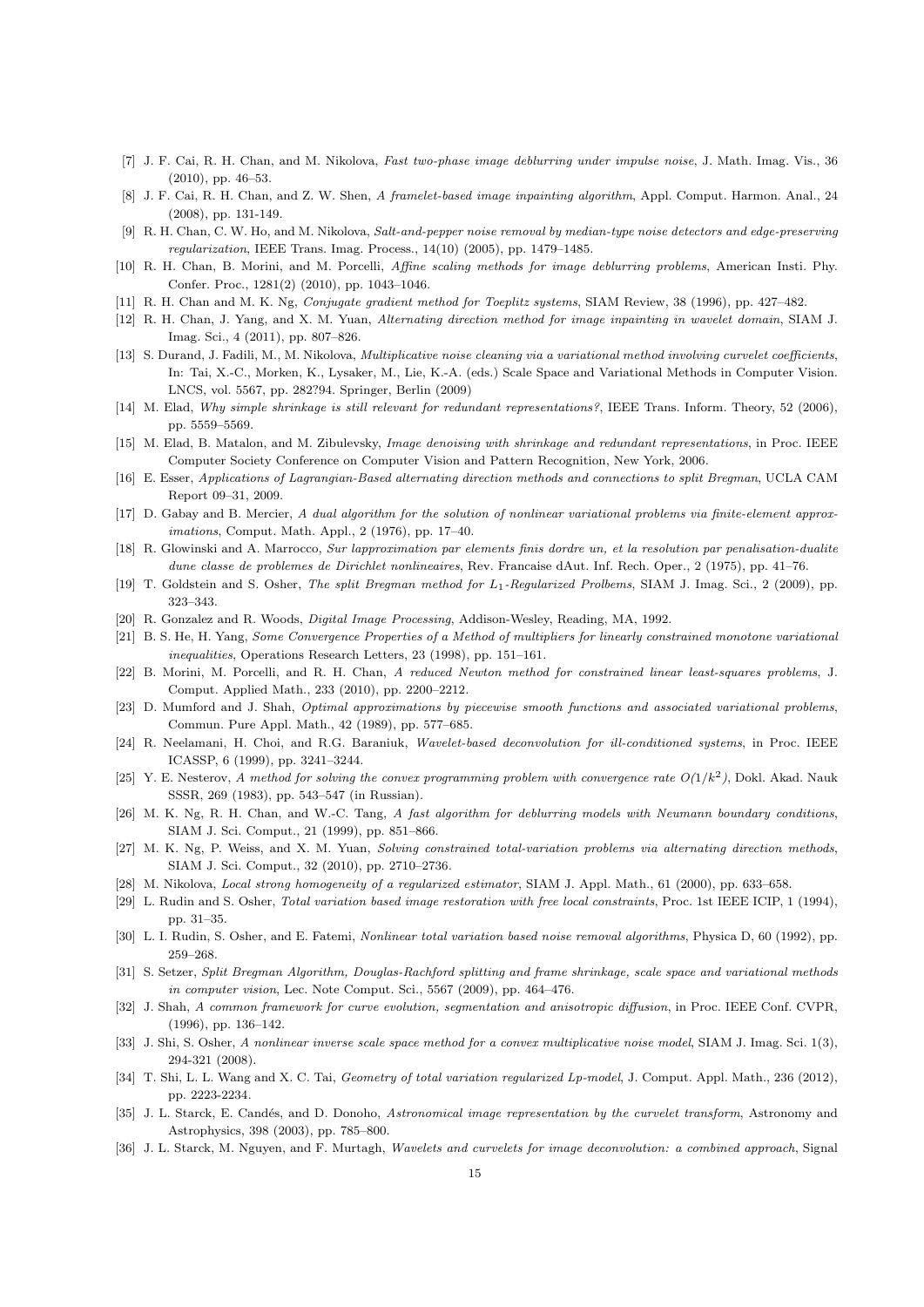[7] J. F. Cai, R. H. Chan, and M. Nikolova, *Fast two-phase image deblurring under impulse noise*, J. Math. Imag. Vis., 36 (2010), pp. 46–53.

[8] J. F. Cai, R. H. Chan, and Z. W. Shen, *A framelet-based image inpainting algorithm*, Appl. Comput. Harmon. Anal., 24 (2008), pp. 131-149.

[9] R. H. Chan, C. W. Ho, and M. Nikolova, *Salt-and-pepper noise removal by median-type noise detectors and edge-preserving regularization*, IEEE Trans. Imag. Process., 14(10) (2005), pp. 1479–1485.

[10] R. H. Chan, B. Morini, and M. Porcelli, *Affine scaling methods for image deblurring problems*, American Insti. Phy. Confer. Proc., 1281(2) (2010), pp. 1043–1046.

[11] R. H. Chan and M. K. Ng, *Conjugate gradient method for Toeplitz systems*, SIAM Review, 38 (1996), pp. 427–482.

[12] R. H. Chan, J. Yang, and X. M. Yuan, *Alternating direction method for image inpainting in wavelet domain*, SIAM J. Imag. Sci., 4 (2011), pp. 807–826.

[13] S. Durand, J. Fadili, M., M. Nikolova, *Multiplicative noise cleaning via a variational method involving curvelet coefficients*, In: Tai, X.-C., Morken, K., Lysaker, M., Lie, K.-A. (eds.) Scale Space and Variational Methods in Computer Vision. LNCS, vol. 5567, pp. 282?94. Springer, Berlin (2009)

[14] M. Elad, *Why simple shrinkage is still relevant for redundant representations?*, IEEE Trans. Inform. Theory, 52 (2006), pp. 5559–5569.

[15] M. Elad, B. Matalon, and M. Zibulevsky, *Image denoising with shrinkage and redundant representations*, in Proc. IEEE Computer Society Conference on Computer Vision and Pattern Recognition, New York, 2006.

[16] E. Esser, *Applications of Lagrangian-Based alternating direction methods and connections to split Bregman*, UCLA CAM Report 09–31, 2009.

[17] D. Gabay and B. Mercier, *A dual algorithm for the solution of nonlinear variational problems via finite-element approximations*, Comput. Math. Appl., 2 (1976), pp. 17–40.

[18] R. Glowinski and A. Marrocco, *Sur lapproximation par elements finis dordre un, et la resolution par penalisation-dualite dune classe de problemes de Dirichlet nonlineaires*, Rev. Francaise dAut. Inf. Rech. Oper., 2 (1975), pp. 41–76.

[19] T. Goldstein and S. Osher, *The split Bregman method for $L_1$-Regularized Prolbems*, SIAM J. Imag. Sci., 2 (2009), pp. 323–343.

[20] R. Gonzalez and R. Woods, *Digital Image Processing*, Addison-Wesley, Reading, MA, 1992.

[21] B. S. He, H. Yang, *Some Convergence Properties of a Method of multipliers for linearly constrained monotone variational inequalities*, Operations Research Letters, 23 (1998), pp. 151–161.

[22] B. Morini, M. Porcelli, and R. H. Chan, *A reduced Newton method for constrained linear least-squares problems*, J. Comput. Applied Math., 233 (2010), pp. 2200–2212.

[23] D. Mumford and J. Shah, *Optimal approximations by piecewise smooth functions and associated variational problems*, Commun. Pure Appl. Math., 42 (1989), pp. 577–685.

[24] R. Neelamani, H. Choi, and R.G. Baraniuk, *Wavelet-based deconvolution for ill-conditioned systems*, in Proc. IEEE ICASSP, 6 (1999), pp. 3241–3244.

[25] Y. E. Nesterov, *A method for solving the convex programming problem with convergence rate $O(1/k^2)$*, Dokl. Akad. Nauk SSSR, 269 (1983), pp. 543–547 (in Russian).

[26] M. K. Ng, R. H. Chan, and W.-C. Tang, *A fast algorithm for deblurring models with Neumann boundary conditions*, SIAM J. Sci. Comput., 21 (1999), pp. 851–866.

[27] M. K. Ng, P. Weiss, and X. M. Yuan, *Solving constrained total-variation problems via alternating direction methods*, SIAM J. Sci. Comput., 32 (2010), pp. 2710–2736.

[28] M. Nikolova, *Local strong homogeneity of a regularized estimator*, SIAM J. Appl. Math., 61 (2000), pp. 633–658.

[29] L. Rudin and S. Osher, *Total variation based image restoration with free local constraints*, Proc. 1st IEEE ICIP, 1 (1994), pp. 31–35.

[30] L. I. Rudin, S. Osher, and E. Fatemi, *Nonlinear total variation based noise removal algorithms*, Physica D, 60 (1992), pp. 259–268.

[31] S. Setzer, *Split Bregman Algorithm, Douglas-Rachford splitting and frame shrinkage, scale space and variational methods in computer vision*, Lec. Note Comput. Sci., 5567 (2009), pp. 464–476.

[32] J. Shah, *A common framework for curve evolution, segmentation and anisotropic diffusion*, in Proc. IEEE Conf. CVPR, (1996), pp. 136–142.

[33] J. Shi, S. Osher, *A nonlinear inverse scale space method for a convex multiplicative noise model*, SIAM J. Imag. Sci. 1(3), 294-321 (2008).

[34] T. Shi, L. L. Wang and X. C. Tai, *Geometry of total variation regularized Lp-model*, J. Comput. Appl. Math., 236 (2012), pp. 2223-2234.

[35] J. L. Starck, E. Candés, and D. Donoho, *Astronomical image representation by the curvelet transform*, Astronomy and Astrophysics, 398 (2003), pp. 785–800.

[36] J. L. Starck, M. Nguyen, and F. Murtagh, *Wavelets and curvelets for image deconvolution: a combined approach*, Signal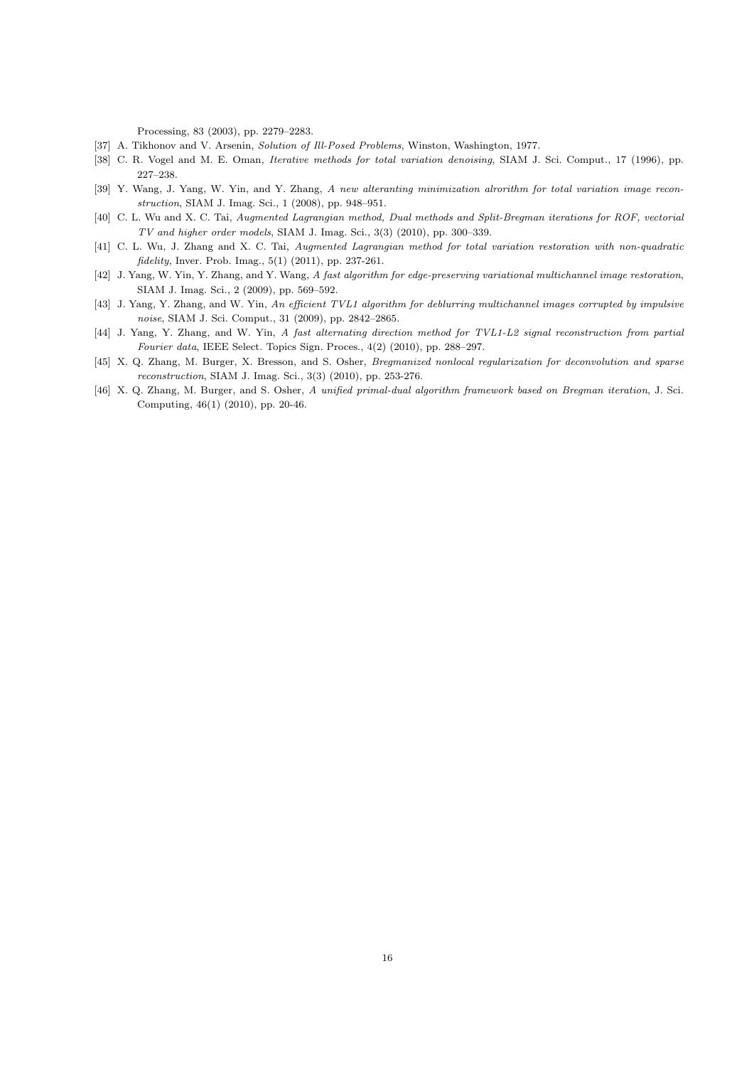Processing, 83 (2003), pp. 2279–2283.

[37] A. Tikhonov and V. Arsenin, *Solution of Ill-Posed Problems*, Winston, Washington, 1977.

[38] C. R. Vogel and M. E. Oman, *Iterative methods for total variation denoising*, SIAM J. Sci. Comput., 17 (1996), pp. 227–238.

[39] Y. Wang, J. Yang, W. Yin, and Y. Zhang, *A new alteranting minimization alrorithm for total variation image reconstruction*, SIAM J. Imag. Sci., 1 (2008), pp. 948–951.

[40] C. L. Wu and X. C. Tai, *Augmented Lagrangian method, Dual methods and Split-Bregman iterations for ROF, vectorial TV and higher order models*, SIAM J. Imag. Sci., 3(3) (2010), pp. 300–339.

[41] C. L. Wu, J. Zhang and X. C. Tai, *Augmented Lagrangian method for total variation restoration with non-quadratic fidelity*, Inver. Prob. Imag., 5(1) (2011), pp. 237-261.

[42] J. Yang, W. Yin, Y. Zhang, and Y. Wang, *A fast algorithm for edge-preserving variational multichannel image restoration*, SIAM J. Imag. Sci., 2 (2009), pp. 569–592.

[43] J. Yang, Y. Zhang, and W. Yin, *An efficient TVL1 algorithm for deblurring multichannel images corrupted by impulsive noise*, SIAM J. Sci. Comput., 31 (2009), pp. 2842–2865.

[44] J. Yang, Y. Zhang, and W. Yin, *A fast alternating direction method for TVL1-L2 signal reconstruction from partial Fourier data*, IEEE Select. Topics Sign. Proces., 4(2) (2010), pp. 288–297.

[45] X. Q. Zhang, M. Burger, X. Bresson, and S. Osher, *Bregmanized nonlocal regularization for deconvolution and sparse reconstruction*, SIAM J. Imag. Sci., 3(3) (2010), pp. 253-276.

[46] X. Q. Zhang, M. Burger, and S. Osher, *A unified primal-dual algorithm framework based on Bregman iteration*, J. Sci. Computing, 46(1) (2010), pp. 20-46.